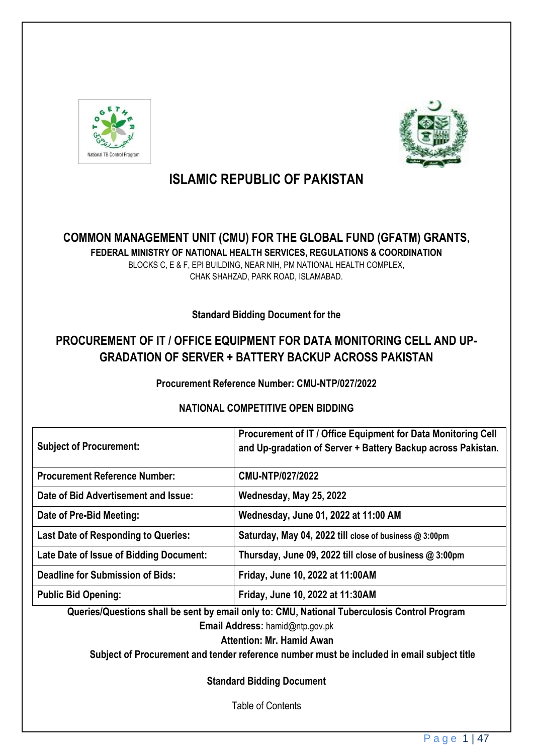# ISLAMIC REPUBLIC OF PAKISTAN

## COMMON MANAGEMENT UNIT (CMU) FOR THE GLOBAL FUND (GFATM) GRANTS,

**FEDERAL MINISTRY OF NATIONAL HEALTH SERVICES, REGULATIONS & COORDINATION**

BLOCKS C, E & F, EPI BUILDING, NEAR NIH, PM NATIONAL HEALTH COMPLEX, CHAK SHAHZAD, PARK ROAD, ISLAMABAD.

**Standard Bidding Document for the**

## PROCUREMENT OF IT / OFFICE EQUIPMENT FOR DATA MONITORING CELL AND UP-GRADATION OF SERVER + BATTERY BACKUP ACROSS PAKISTAN

**Procurement Reference Number: CMU-NTP/027/2022**

**NATIONAL COMPETITIVE OPEN BIDDING**

| | |
|---|---|
| **Subject of Procurement:** | **Procurement of IT / Office Equipment for Data Monitoring Cell and Up-gradation of Server + Battery Backup across Pakistan.** |
| **Procurement Reference Number:** | **CMU-NTP/027/2022** |
| **Date of Bid Advertisement and Issue:** | **Wednesday, May 25, 2022** |
| **Date of Pre-Bid Meeting:** | **Wednesday, June 01, 2022 at 11:00 AM** |
| **Last Date of Responding to Queries:** | **Saturday, May 04, 2022 till close of business @ 3:00pm** |
| **Late Date of Issue of Bidding Document:** | **Thursday, June 09, 2022 till close of business @ 3:00pm** |
| **Deadline for Submission of Bids:** | **Friday, June 10, 2022 at 11:00AM** |
| **Public Bid Opening:** | **Friday, June 10, 2022 at 11:30AM** |

**Queries/Questions shall be sent by email only to: CMU, National Tuberculosis Control Program**

**Email Address:** hamid@ntp.gov.pk

**Attention: Mr. Hamid Awan**

**Subject of Procurement and tender reference number must be included in email subject title**

**Standard Bidding Document**

Table of Contents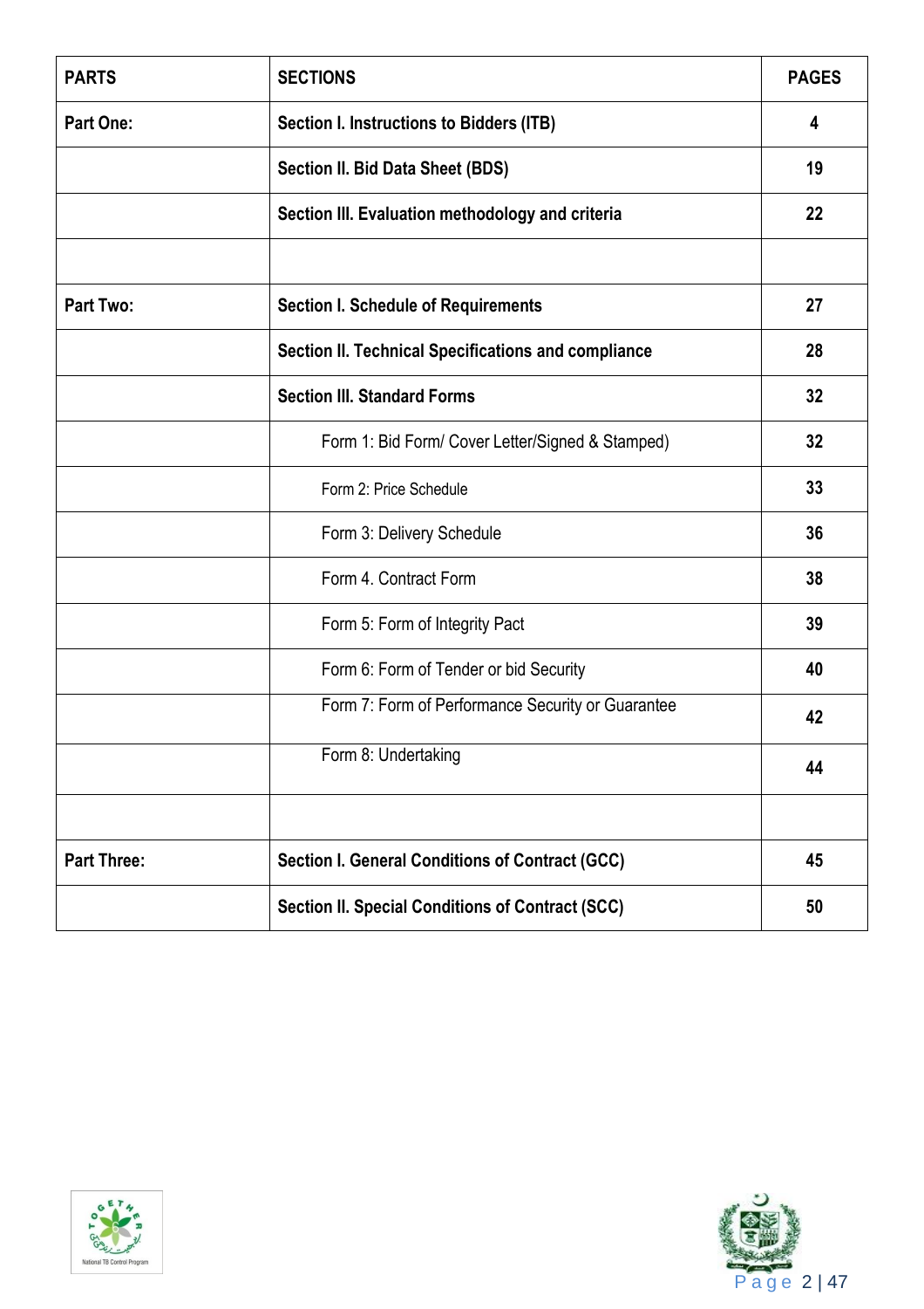| PARTS | SECTIONS | PAGES |
|---|---|---|
| **Part One:** | **Section I. Instructions to Bidders (ITB)** | **4** |
| | **Section II. Bid Data Sheet (BDS)** | **19** |
| | **Section III. Evaluation methodology and criteria** | **22** |
| | | |
| **Part Two:** | **Section I. Schedule of Requirements** | **27** |
| | **Section II. Technical Specifications and compliance** | **28** |
| | **Section III. Standard Forms** | **32** |
| | Form 1: Bid Form/ Cover Letter/Signed & Stamped) | **32** |
| | Form 2: Price Schedule | **33** |
| | Form 3: Delivery Schedule | **36** |
| | Form 4. Contract Form | **38** |
| | Form 5: Form of Integrity Pact | **39** |
| | Form 6: Form of Tender or bid Security | **40** |
| | Form 7: Form of Performance Security or Guarantee | **42** |
| | Form 8: Undertaking | **44** |
| | | |
| **Part Three:** | **Section I. General Conditions of Contract (GCC)** | **45** |
| | **Section II. Special Conditions of Contract (SCC)** | **50** |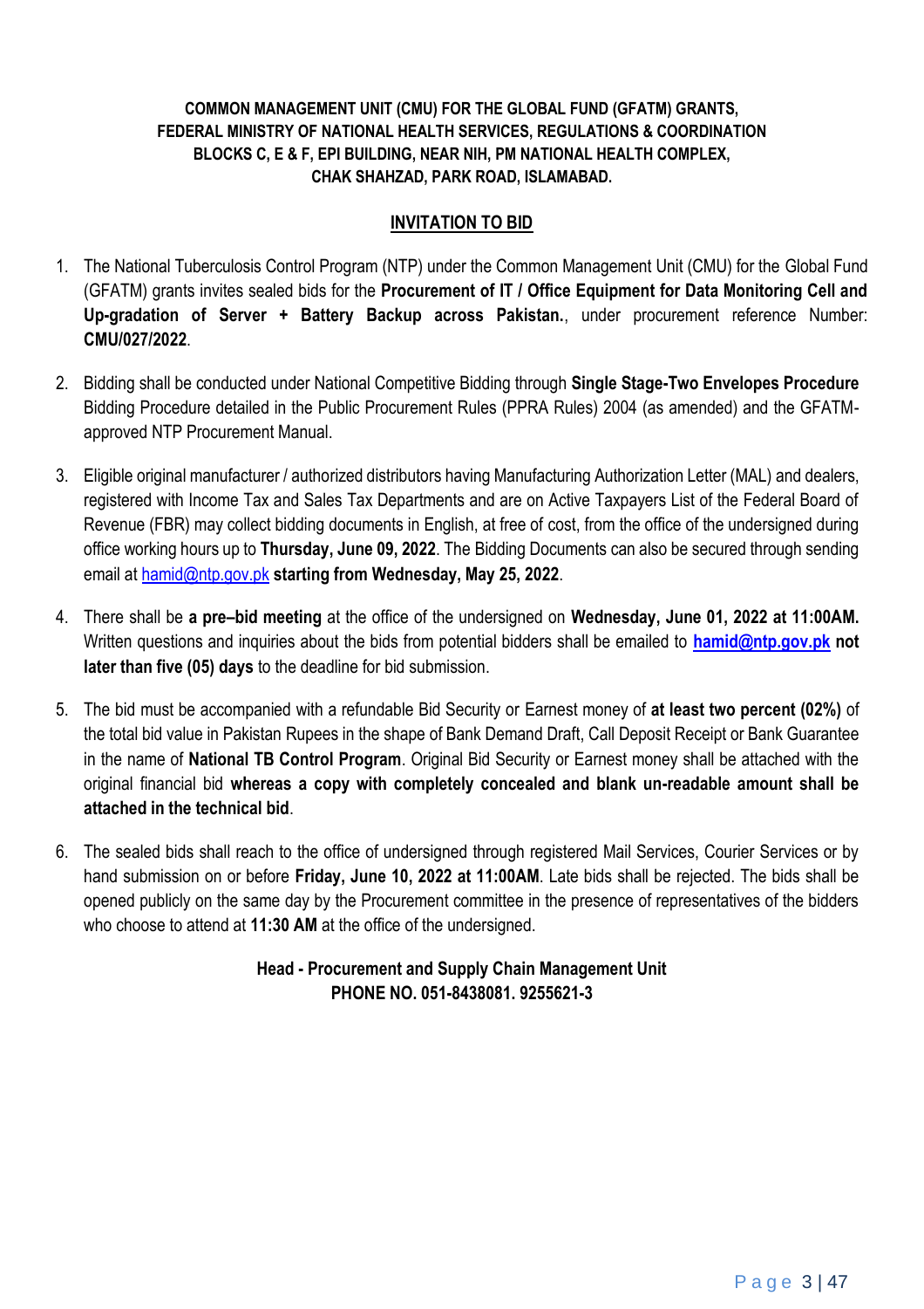**COMMON MANAGEMENT UNIT (CMU) FOR THE GLOBAL FUND (GFATM) GRANTS,**
**FEDERAL MINISTRY OF NATIONAL HEALTH SERVICES, REGULATIONS & COORDINATION**
**BLOCKS C, E & F, EPI BUILDING, NEAR NIH, PM NATIONAL HEALTH COMPLEX,**
**CHAK SHAHZAD, PARK ROAD, ISLAMABAD.**

## INVITATION TO BID

1. The National Tuberculosis Control Program (NTP) under the Common Management Unit (CMU) for the Global Fund (GFATM) grants invites sealed bids for the **Procurement of IT / Office Equipment for Data Monitoring Cell and Up-gradation of Server + Battery Backup across Pakistan.**, under procurement reference Number: **CMU/027/2022**.

2. Bidding shall be conducted under National Competitive Bidding through **Single Stage-Two Envelopes Procedure** Bidding Procedure detailed in the Public Procurement Rules (PPRA Rules) 2004 (as amended) and the GFATM-approved NTP Procurement Manual.

3. Eligible original manufacturer / authorized distributors having Manufacturing Authorization Letter (MAL) and dealers, registered with Income Tax and Sales Tax Departments and are on Active Taxpayers List of the Federal Board of Revenue (FBR) may collect bidding documents in English, at free of cost, from the office of the undersigned during office working hours up to **Thursday, June 09, 2022**. The Bidding Documents can also be secured through sending email at hamid@ntp.gov.pk **starting from Wednesday, May 25, 2022**.

4. There shall be **a pre–bid meeting** at the office of the undersigned on **Wednesday, June 01, 2022 at 11:00AM.** Written questions and inquiries about the bids from potential bidders shall be emailed to **hamid@ntp.gov.pk not later than five (05) days** to the deadline for bid submission.

5. The bid must be accompanied with a refundable Bid Security or Earnest money of **at least two percent (02%)** of the total bid value in Pakistan Rupees in the shape of Bank Demand Draft, Call Deposit Receipt or Bank Guarantee in the name of **National TB Control Program**. Original Bid Security or Earnest money shall be attached with the original financial bid **whereas a copy with completely concealed and blank un-readable amount shall be attached in the technical bid**.

6. The sealed bids shall reach to the office of undersigned through registered Mail Services, Courier Services or by hand submission on or before **Friday, June 10, 2022 at 11:00AM**. Late bids shall be rejected. The bids shall be opened publicly on the same day by the Procurement committee in the presence of representatives of the bidders who choose to attend at **11:30 AM** at the office of the undersigned.

**Head - Procurement and Supply Chain Management Unit**
**PHONE NO. 051-8438081. 9255621-3**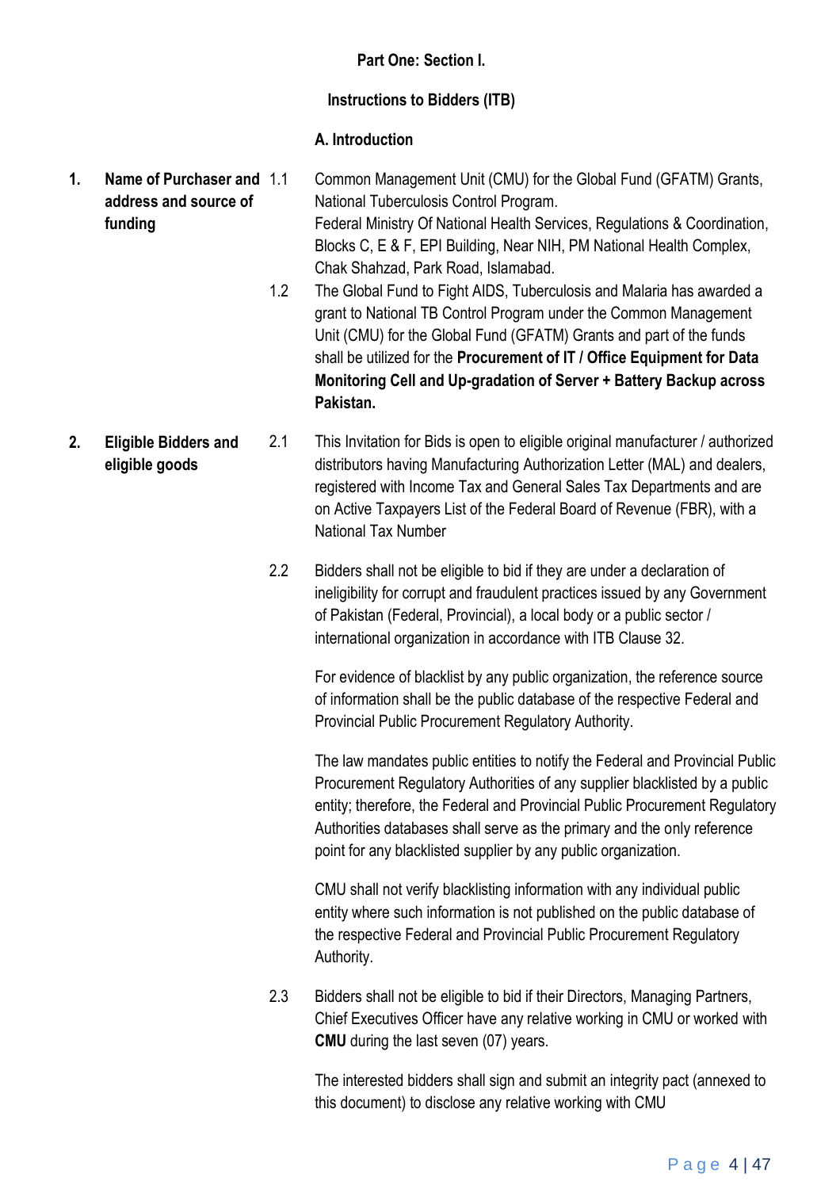**Part One: Section I.**

**Instructions to Bidders (ITB)**

**A. Introduction**

**1. Name of Purchaser and address and source of funding**

1.1 Common Management Unit (CMU) for the Global Fund (GFATM) Grants, National Tuberculosis Control Program.
Federal Ministry Of National Health Services, Regulations & Coordination, Blocks C, E & F, EPI Building, Near NIH, PM National Health Complex, Chak Shahzad, Park Road, Islamabad.

1.2 The Global Fund to Fight AIDS, Tuberculosis and Malaria has awarded a grant to National TB Control Program under the Common Management Unit (CMU) for the Global Fund (GFATM) Grants and part of the funds shall be utilized for the **Procurement of IT / Office Equipment for Data Monitoring Cell and Up-gradation of Server + Battery Backup across Pakistan.**

**2. Eligible Bidders and eligible goods**

2.1 This Invitation for Bids is open to eligible original manufacturer / authorized distributors having Manufacturing Authorization Letter (MAL) and dealers, registered with Income Tax and General Sales Tax Departments and are on Active Taxpayers List of the Federal Board of Revenue (FBR), with a National Tax Number

2.2 Bidders shall not be eligible to bid if they are under a declaration of ineligibility for corrupt and fraudulent practices issued by any Government of Pakistan (Federal, Provincial), a local body or a public sector / international organization in accordance with ITB Clause 32.

For evidence of blacklist by any public organization, the reference source of information shall be the public database of the respective Federal and Provincial Public Procurement Regulatory Authority.

The law mandates public entities to notify the Federal and Provincial Public Procurement Regulatory Authorities of any supplier blacklisted by a public entity; therefore, the Federal and Provincial Public Procurement Regulatory Authorities databases shall serve as the primary and the only reference point for any blacklisted supplier by any public organization.

CMU shall not verify blacklisting information with any individual public entity where such information is not published on the public database of the respective Federal and Provincial Public Procurement Regulatory Authority.

2.3 Bidders shall not be eligible to bid if their Directors, Managing Partners, Chief Executives Officer have any relative working in CMU or worked with **CMU** during the last seven (07) years.

The interested bidders shall sign and submit an integrity pact (annexed to this document) to disclose any relative working with CMU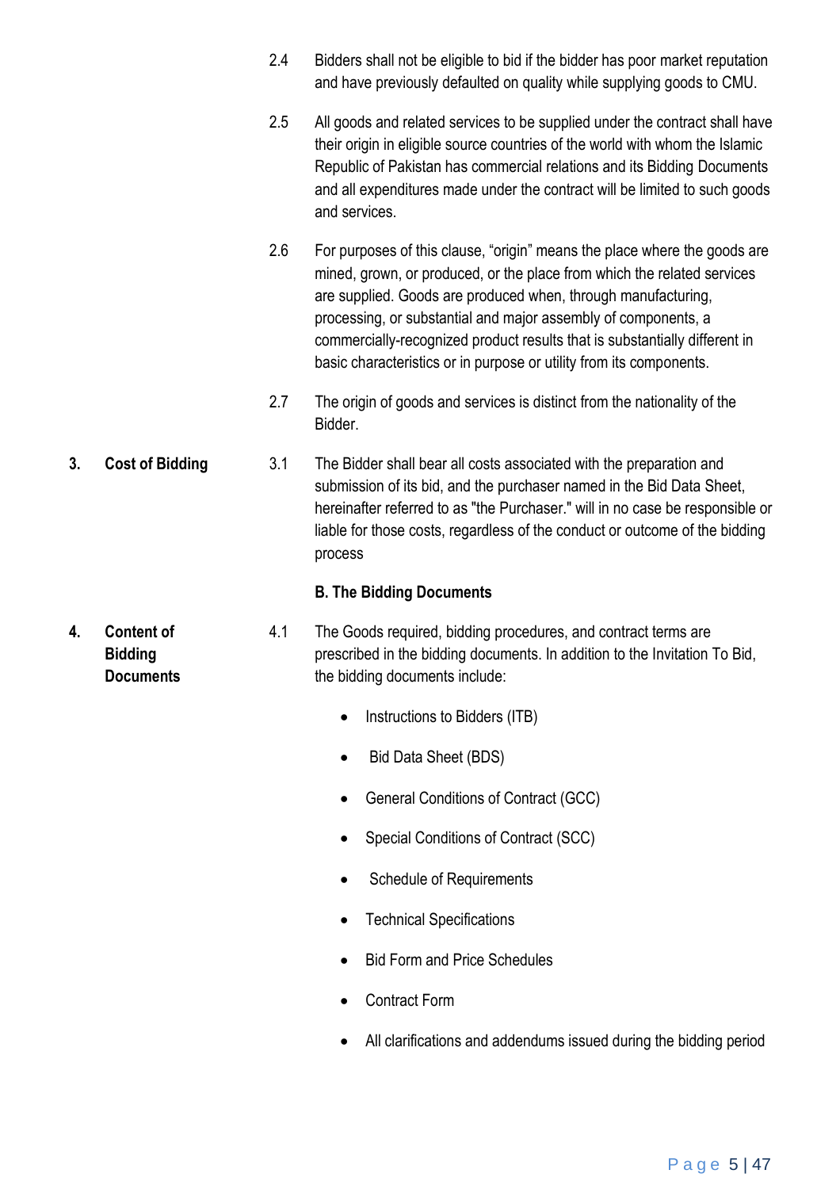2.4 Bidders shall not be eligible to bid if the bidder has poor market reputation and have previously defaulted on quality while supplying goods to CMU.

2.5 All goods and related services to be supplied under the contract shall have their origin in eligible source countries of the world with whom the Islamic Republic of Pakistan has commercial relations and its Bidding Documents and all expenditures made under the contract will be limited to such goods and services.

2.6 For purposes of this clause, "origin" means the place where the goods are mined, grown, or produced, or the place from which the related services are supplied. Goods are produced when, through manufacturing, processing, or substantial and major assembly of components, a commercially-recognized product results that is substantially different in basic characteristics or in purpose or utility from its components.

2.7 The origin of goods and services is distinct from the nationality of the Bidder.

**3. Cost of Bidding**

3.1 The Bidder shall bear all costs associated with the preparation and submission of its bid, and the purchaser named in the Bid Data Sheet, hereinafter referred to as "the Purchaser." will in no case be responsible or liable for those costs, regardless of the conduct or outcome of the bidding process

**B. The Bidding Documents**

**4. Content of Bidding Documents**

4.1 The Goods required, bidding procedures, and contract terms are prescribed in the bidding documents. In addition to the Invitation To Bid, the bidding documents include:

- Instructions to Bidders (ITB)
- Bid Data Sheet (BDS)
- General Conditions of Contract (GCC)
- Special Conditions of Contract (SCC)
- Schedule of Requirements
- Technical Specifications
- Bid Form and Price Schedules
- Contract Form
- All clarifications and addendums issued during the bidding period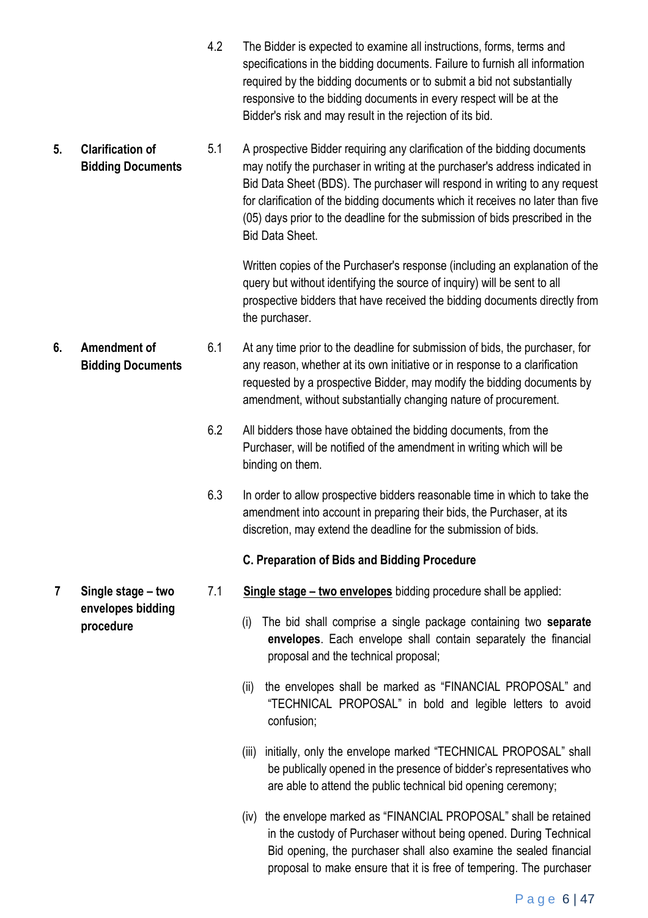4.2 The Bidder is expected to examine all instructions, forms, terms and specifications in the bidding documents. Failure to furnish all information required by the bidding documents or to submit a bid not substantially responsive to the bidding documents in every respect will be at the Bidder's risk and may result in the rejection of its bid.

**5. Clarification of Bidding Documents**

5.1 A prospective Bidder requiring any clarification of the bidding documents may notify the purchaser in writing at the purchaser's address indicated in Bid Data Sheet (BDS). The purchaser will respond in writing to any request for clarification of the bidding documents which it receives no later than five (05) days prior to the deadline for the submission of bids prescribed in the Bid Data Sheet.

Written copies of the Purchaser's response (including an explanation of the query but without identifying the source of inquiry) will be sent to all prospective bidders that have received the bidding documents directly from the purchaser.

**6. Amendment of Bidding Documents**

6.1 At any time prior to the deadline for submission of bids, the purchaser, for any reason, whether at its own initiative or in response to a clarification requested by a prospective Bidder, may modify the bidding documents by amendment, without substantially changing nature of procurement.

6.2 All bidders those have obtained the bidding documents, from the Purchaser, will be notified of the amendment in writing which will be binding on them.

6.3 In order to allow prospective bidders reasonable time in which to take the amendment into account in preparing their bids, the Purchaser, at its discretion, may extend the deadline for the submission of bids.

## C. Preparation of Bids and Bidding Procedure

**7 Single stage – two envelopes bidding procedure**

7.1 **Single stage – two envelopes** bidding procedure shall be applied:

(i) The bid shall comprise a single package containing two **separate envelopes**. Each envelope shall contain separately the financial proposal and the technical proposal;

(ii) the envelopes shall be marked as "FINANCIAL PROPOSAL" and "TECHNICAL PROPOSAL" in bold and legible letters to avoid confusion;

(iii) initially, only the envelope marked "TECHNICAL PROPOSAL" shall be publically opened in the presence of bidder's representatives who are able to attend the public technical bid opening ceremony;

(iv) the envelope marked as "FINANCIAL PROPOSAL" shall be retained in the custody of Purchaser without being opened. During Technical Bid opening, the purchaser shall also examine the sealed financial proposal to make ensure that it is free of tempering. The purchaser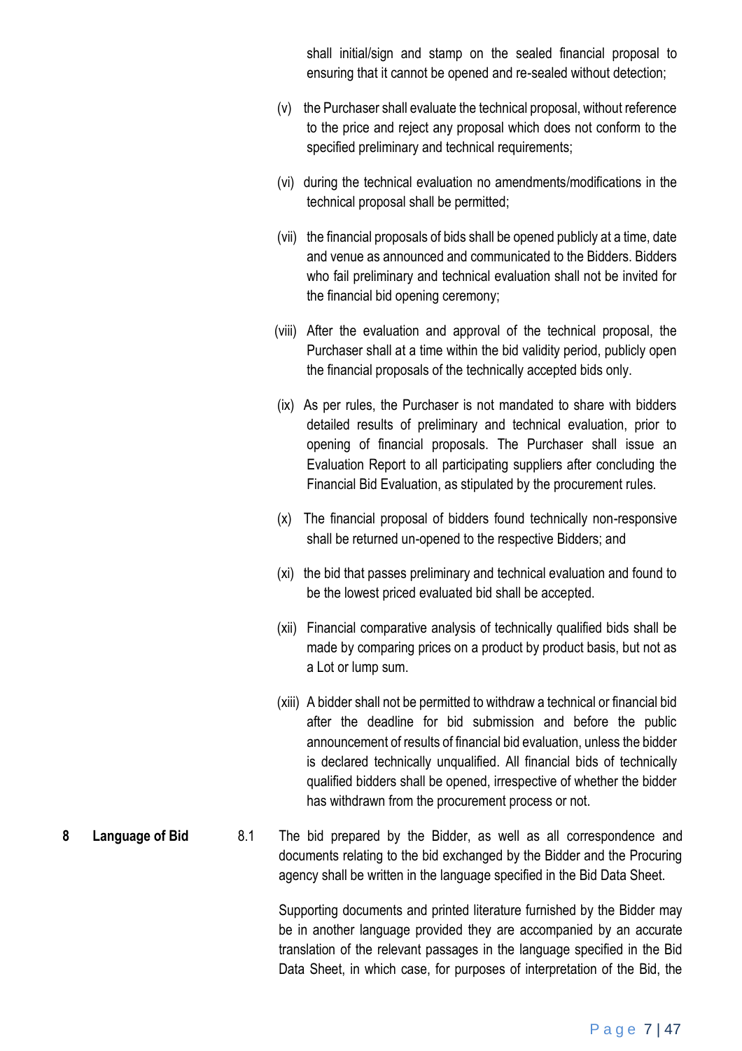shall initial/sign and stamp on the sealed financial proposal to ensuring that it cannot be opened and re-sealed without detection;

(v) the Purchaser shall evaluate the technical proposal, without reference to the price and reject any proposal which does not conform to the specified preliminary and technical requirements;

(vi) during the technical evaluation no amendments/modifications in the technical proposal shall be permitted;

(vii) the financial proposals of bids shall be opened publicly at a time, date and venue as announced and communicated to the Bidders. Bidders who fail preliminary and technical evaluation shall not be invited for the financial bid opening ceremony;

(viii) After the evaluation and approval of the technical proposal, the Purchaser shall at a time within the bid validity period, publicly open the financial proposals of the technically accepted bids only.

(ix) As per rules, the Purchaser is not mandated to share with bidders detailed results of preliminary and technical evaluation, prior to opening of financial proposals. The Purchaser shall issue an Evaluation Report to all participating suppliers after concluding the Financial Bid Evaluation, as stipulated by the procurement rules.

(x) The financial proposal of bidders found technically non-responsive shall be returned un-opened to the respective Bidders; and

(xi) the bid that passes preliminary and technical evaluation and found to be the lowest priced evaluated bid shall be accepted.

(xii) Financial comparative analysis of technically qualified bids shall be made by comparing prices on a product by product basis, but not as a Lot or lump sum.

(xiii) A bidder shall not be permitted to withdraw a technical or financial bid after the deadline for bid submission and before the public announcement of results of financial bid evaluation, unless the bidder is declared technically unqualified. All financial bids of technically qualified bidders shall be opened, irrespective of whether the bidder has withdrawn from the procurement process or not.

**8 Language of Bid**

8.1 The bid prepared by the Bidder, as well as all correspondence and documents relating to the bid exchanged by the Bidder and the Procuring agency shall be written in the language specified in the Bid Data Sheet.

Supporting documents and printed literature furnished by the Bidder may be in another language provided they are accompanied by an accurate translation of the relevant passages in the language specified in the Bid Data Sheet, in which case, for purposes of interpretation of the Bid, the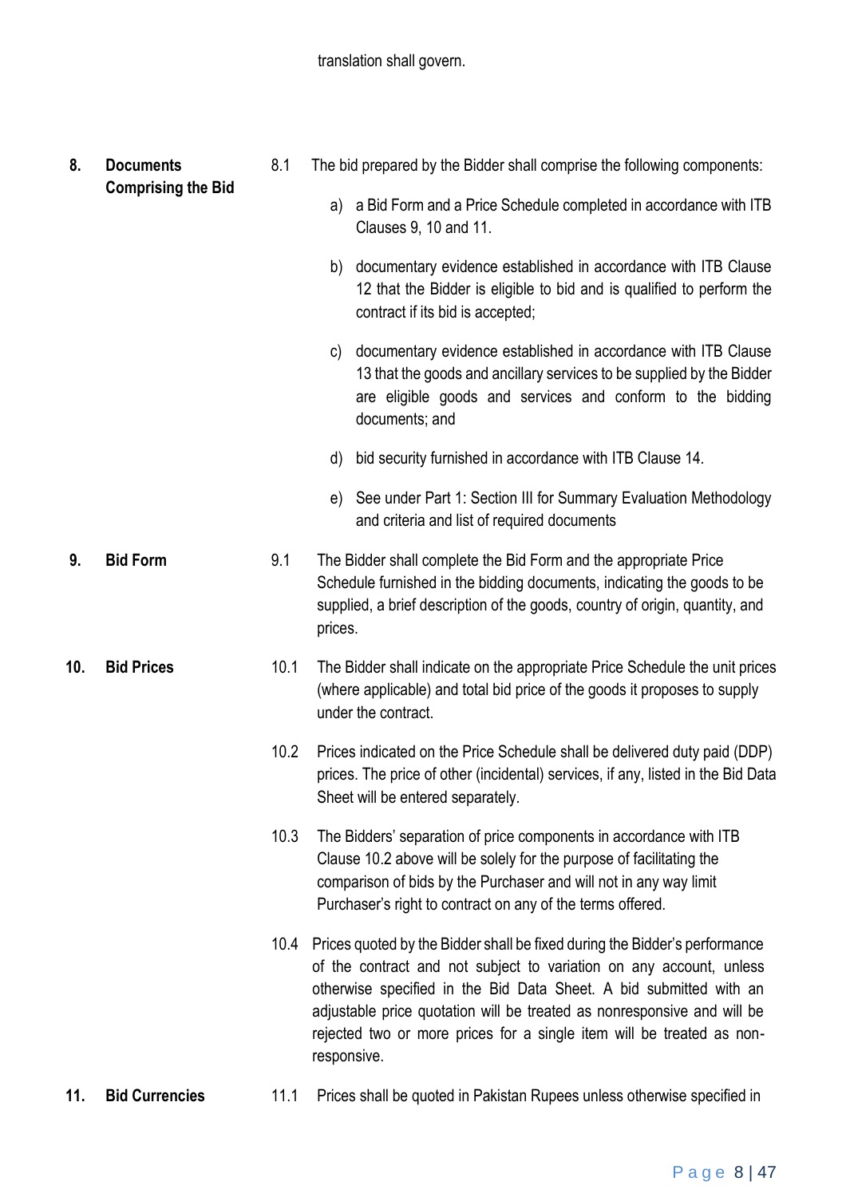translation shall govern.

**8. Documents Comprising the Bid**

8.1 The bid prepared by the Bidder shall comprise the following components:

a) a Bid Form and a Price Schedule completed in accordance with ITB Clauses 9, 10 and 11.

b) documentary evidence established in accordance with ITB Clause 12 that the Bidder is eligible to bid and is qualified to perform the contract if its bid is accepted;

c) documentary evidence established in accordance with ITB Clause 13 that the goods and ancillary services to be supplied by the Bidder are eligible goods and services and conform to the bidding documents; and

d) bid security furnished in accordance with ITB Clause 14.

e) See under Part 1: Section III for Summary Evaluation Methodology and criteria and list of required documents

**9. Bid Form**

9.1 The Bidder shall complete the Bid Form and the appropriate Price Schedule furnished in the bidding documents, indicating the goods to be supplied, a brief description of the goods, country of origin, quantity, and prices.

**10. Bid Prices**

10.1 The Bidder shall indicate on the appropriate Price Schedule the unit prices (where applicable) and total bid price of the goods it proposes to supply under the contract.

10.2 Prices indicated on the Price Schedule shall be delivered duty paid (DDP) prices. The price of other (incidental) services, if any, listed in the Bid Data Sheet will be entered separately.

10.3 The Bidders' separation of price components in accordance with ITB Clause 10.2 above will be solely for the purpose of facilitating the comparison of bids by the Purchaser and will not in any way limit Purchaser's right to contract on any of the terms offered.

10.4 Prices quoted by the Bidder shall be fixed during the Bidder's performance of the contract and not subject to variation on any account, unless otherwise specified in the Bid Data Sheet. A bid submitted with an adjustable price quotation will be treated as nonresponsive and will be rejected two or more prices for a single item will be treated as non-responsive.

**11. Bid Currencies**

11.1 Prices shall be quoted in Pakistan Rupees unless otherwise specified in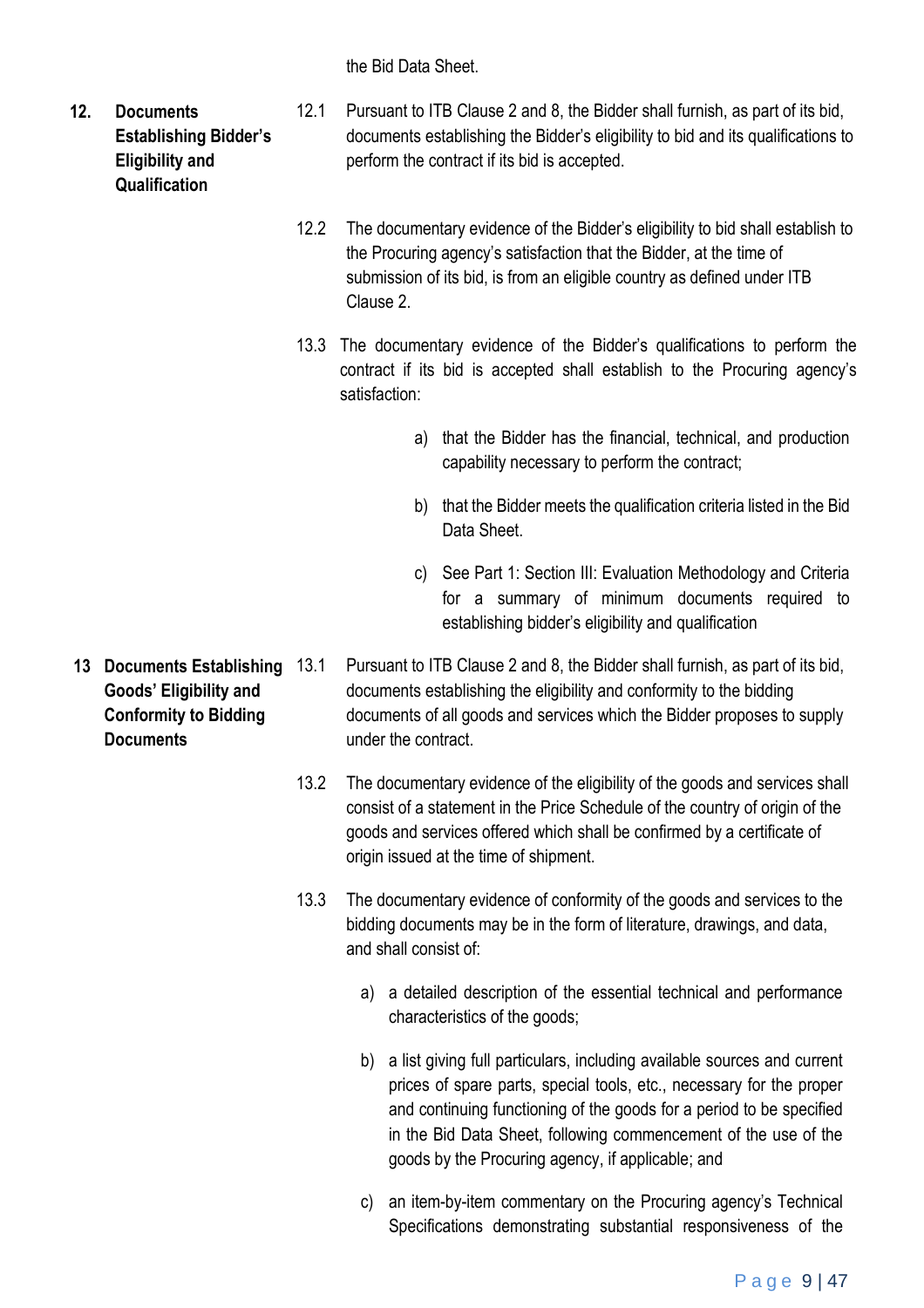the Bid Data Sheet.

**12. Documents Establishing Bidder's Eligibility and Qualification**

12.1 Pursuant to ITB Clause 2 and 8, the Bidder shall furnish, as part of its bid, documents establishing the Bidder's eligibility to bid and its qualifications to perform the contract if its bid is accepted.

12.2 The documentary evidence of the Bidder's eligibility to bid shall establish to the Procuring agency's satisfaction that the Bidder, at the time of submission of its bid, is from an eligible country as defined under ITB Clause 2.

13.3 The documentary evidence of the Bidder's qualifications to perform the contract if its bid is accepted shall establish to the Procuring agency's satisfaction:

a) that the Bidder has the financial, technical, and production capability necessary to perform the contract;

b) that the Bidder meets the qualification criteria listed in the Bid Data Sheet.

c) See Part 1: Section III: Evaluation Methodology and Criteria for a summary of minimum documents required to establishing bidder's eligibility and qualification

**13 Documents Establishing Goods' Eligibility and Conformity to Bidding Documents**

13.1 Pursuant to ITB Clause 2 and 8, the Bidder shall furnish, as part of its bid, documents establishing the eligibility and conformity to the bidding documents of all goods and services which the Bidder proposes to supply under the contract.

13.2 The documentary evidence of the eligibility of the goods and services shall consist of a statement in the Price Schedule of the country of origin of the goods and services offered which shall be confirmed by a certificate of origin issued at the time of shipment.

13.3 The documentary evidence of conformity of the goods and services to the bidding documents may be in the form of literature, drawings, and data, and shall consist of:

a) a detailed description of the essential technical and performance characteristics of the goods;

b) a list giving full particulars, including available sources and current prices of spare parts, special tools, etc., necessary for the proper and continuing functioning of the goods for a period to be specified in the Bid Data Sheet, following commencement of the use of the goods by the Procuring agency, if applicable; and

c) an item-by-item commentary on the Procuring agency's Technical Specifications demonstrating substantial responsiveness of the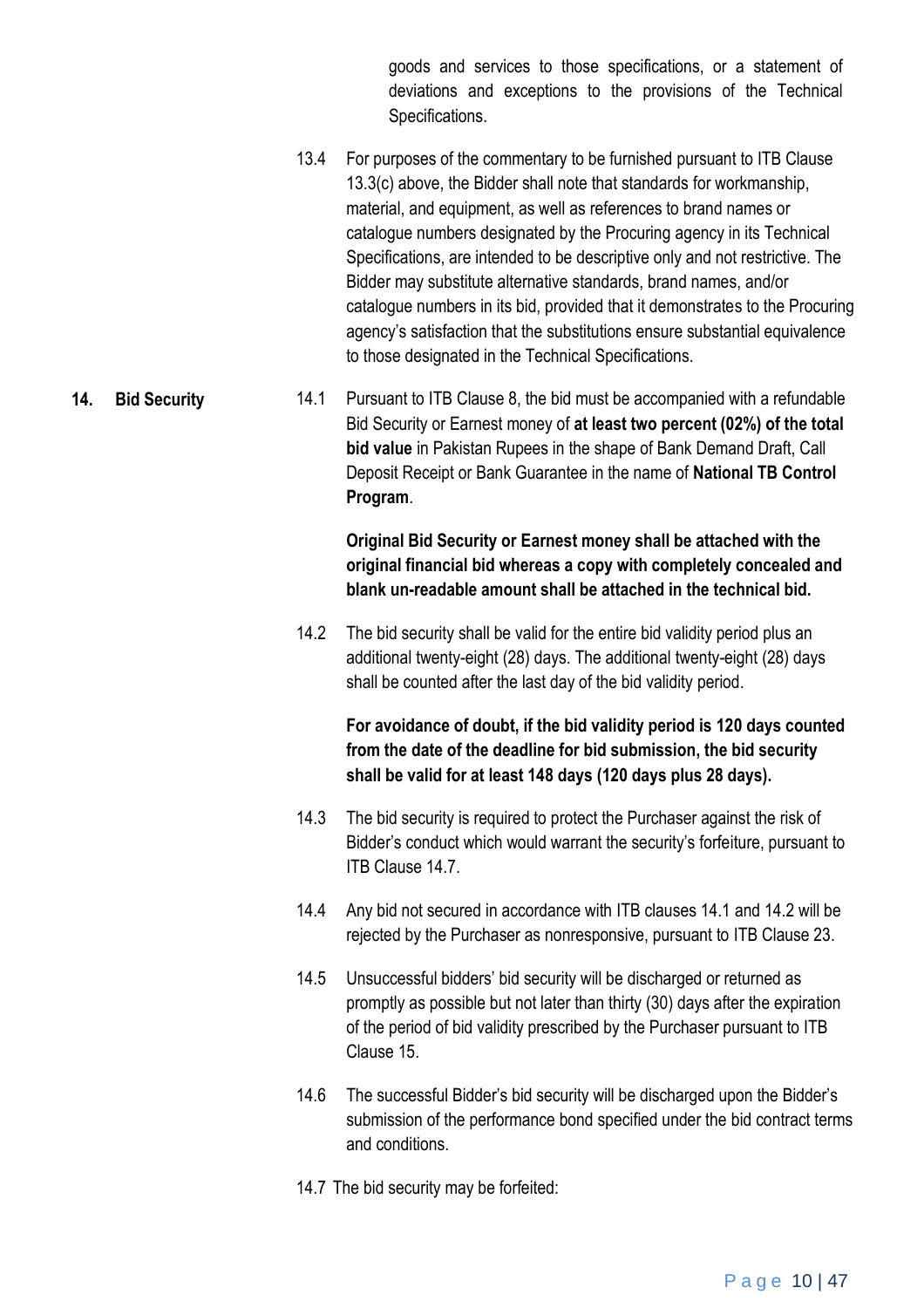goods and services to those specifications, or a statement of deviations and exceptions to the provisions of the Technical Specifications.

13.4 For purposes of the commentary to be furnished pursuant to ITB Clause 13.3(c) above, the Bidder shall note that standards for workmanship, material, and equipment, as well as references to brand names or catalogue numbers designated by the Procuring agency in its Technical Specifications, are intended to be descriptive only and not restrictive. The Bidder may substitute alternative standards, brand names, and/or catalogue numbers in its bid, provided that it demonstrates to the Procuring agency's satisfaction that the substitutions ensure substantial equivalence to those designated in the Technical Specifications.

## 14. Bid Security

14.1 Pursuant to ITB Clause 8, the bid must be accompanied with a refundable Bid Security or Earnest money of **at least two percent (02%) of the total bid value** in Pakistan Rupees in the shape of Bank Demand Draft, Call Deposit Receipt or Bank Guarantee in the name of **National TB Control Program**.

**Original Bid Security or Earnest money shall be attached with the original financial bid whereas a copy with completely concealed and blank un-readable amount shall be attached in the technical bid.**

14.2 The bid security shall be valid for the entire bid validity period plus an additional twenty-eight (28) days. The additional twenty-eight (28) days shall be counted after the last day of the bid validity period.

**For avoidance of doubt, if the bid validity period is 120 days counted from the date of the deadline for bid submission, the bid security shall be valid for at least 148 days (120 days plus 28 days).**

14.3 The bid security is required to protect the Purchaser against the risk of Bidder's conduct which would warrant the security's forfeiture, pursuant to ITB Clause 14.7.

14.4 Any bid not secured in accordance with ITB clauses 14.1 and 14.2 will be rejected by the Purchaser as nonresponsive, pursuant to ITB Clause 23.

14.5 Unsuccessful bidders' bid security will be discharged or returned as promptly as possible but not later than thirty (30) days after the expiration of the period of bid validity prescribed by the Purchaser pursuant to ITB Clause 15.

14.6 The successful Bidder's bid security will be discharged upon the Bidder's submission of the performance bond specified under the bid contract terms and conditions.

14.7 The bid security may be forfeited: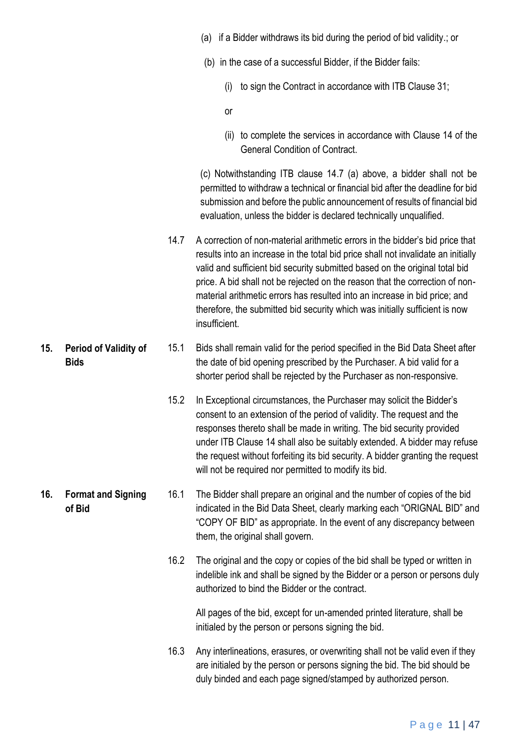(a) if a Bidder withdraws its bid during the period of bid validity.; or

(b) in the case of a successful Bidder, if the Bidder fails:

(i) to sign the Contract in accordance with ITB Clause 31;

or

(ii) to complete the services in accordance with Clause 14 of the General Condition of Contract.

(c) Notwithstanding ITB clause 14.7 (a) above, a bidder shall not be permitted to withdraw a technical or financial bid after the deadline for bid submission and before the public announcement of results of financial bid evaluation, unless the bidder is declared technically unqualified.

14.7 A correction of non-material arithmetic errors in the bidder's bid price that results into an increase in the total bid price shall not invalidate an initially valid and sufficient bid security submitted based on the original total bid price. A bid shall not be rejected on the reason that the correction of non-material arithmetic errors has resulted into an increase in bid price; and therefore, the submitted bid security which was initially sufficient is now insufficient.

## 15. Period of Validity of Bids

15.1 Bids shall remain valid for the period specified in the Bid Data Sheet after the date of bid opening prescribed by the Purchaser. A bid valid for a shorter period shall be rejected by the Purchaser as non-responsive.

15.2 In Exceptional circumstances, the Purchaser may solicit the Bidder's consent to an extension of the period of validity. The request and the responses thereto shall be made in writing. The bid security provided under ITB Clause 14 shall also be suitably extended. A bidder may refuse the request without forfeiting its bid security. A bidder granting the request will not be required nor permitted to modify its bid.

## 16. Format and Signing of Bid

16.1 The Bidder shall prepare an original and the number of copies of the bid indicated in the Bid Data Sheet, clearly marking each "ORIGNAL BID" and "COPY OF BID" as appropriate. In the event of any discrepancy between them, the original shall govern.

16.2 The original and the copy or copies of the bid shall be typed or written in indelible ink and shall be signed by the Bidder or a person or persons duly authorized to bind the Bidder or the contract.

All pages of the bid, except for un-amended printed literature, shall be initialed by the person or persons signing the bid.

16.3 Any interlineations, erasures, or overwriting shall not be valid even if they are initialed by the person or persons signing the bid. The bid should be duly binded and each page signed/stamped by authorized person.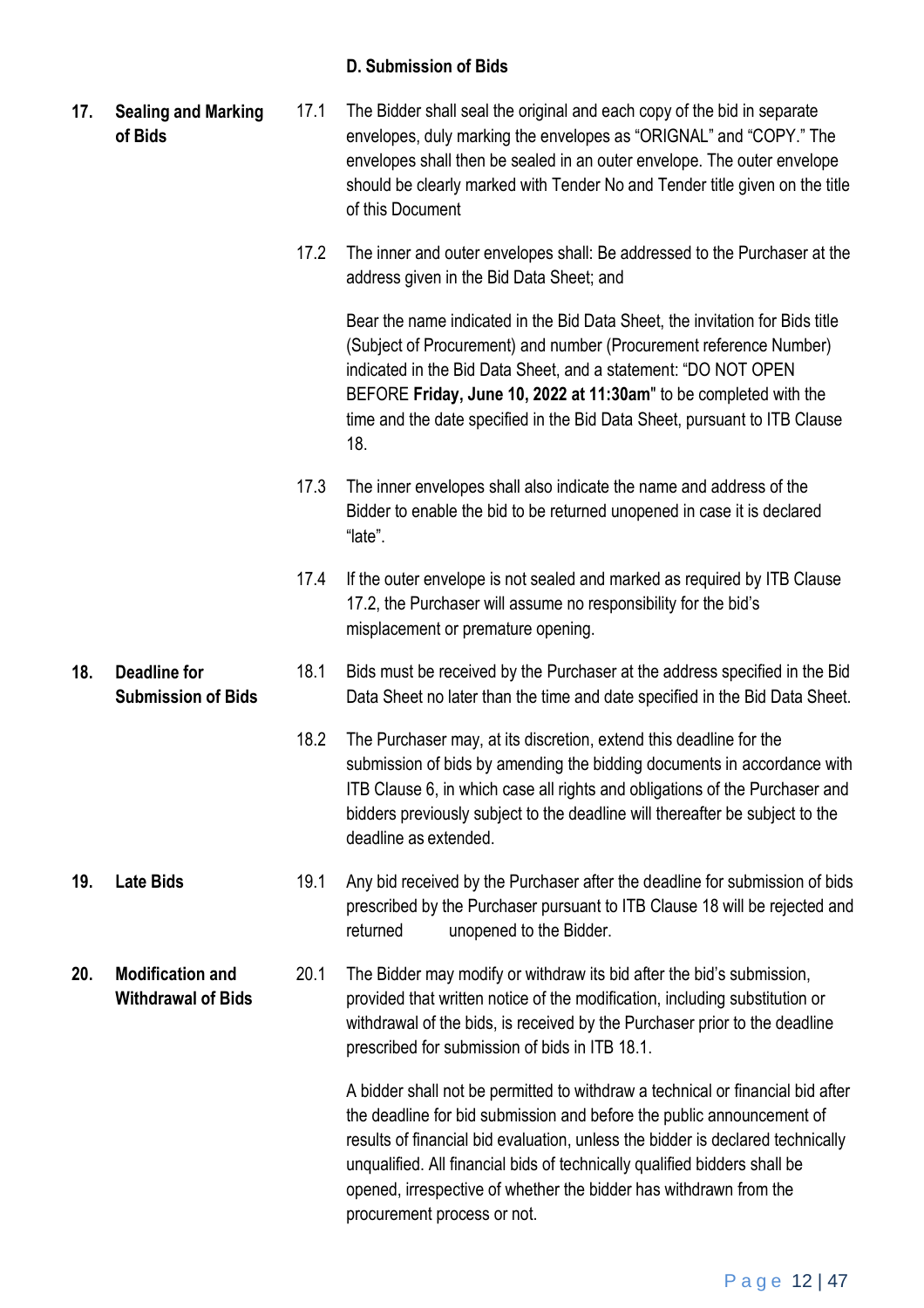## D. Submission of Bids

**17. Sealing and Marking of Bids**

17.1 The Bidder shall seal the original and each copy of the bid in separate envelopes, duly marking the envelopes as "ORIGNAL" and "COPY." The envelopes shall then be sealed in an outer envelope. The outer envelope should be clearly marked with Tender No and Tender title given on the title of this Document

17.2 The inner and outer envelopes shall: Be addressed to the Purchaser at the address given in the Bid Data Sheet; and

Bear the name indicated in the Bid Data Sheet, the invitation for Bids title (Subject of Procurement) and number (Procurement reference Number) indicated in the Bid Data Sheet, and a statement: "DO NOT OPEN BEFORE **Friday, June 10, 2022 at 11:30am**" to be completed with the time and the date specified in the Bid Data Sheet, pursuant to ITB Clause 18.

17.3 The inner envelopes shall also indicate the name and address of the Bidder to enable the bid to be returned unopened in case it is declared "late".

17.4 If the outer envelope is not sealed and marked as required by ITB Clause 17.2, the Purchaser will assume no responsibility for the bid's misplacement or premature opening.

**18. Deadline for Submission of Bids**

18.1 Bids must be received by the Purchaser at the address specified in the Bid Data Sheet no later than the time and date specified in the Bid Data Sheet.

18.2 The Purchaser may, at its discretion, extend this deadline for the submission of bids by amending the bidding documents in accordance with ITB Clause 6, in which case all rights and obligations of the Purchaser and bidders previously subject to the deadline will thereafter be subject to the deadline as extended.

**19. Late Bids**

19.1 Any bid received by the Purchaser after the deadline for submission of bids prescribed by the Purchaser pursuant to ITB Clause 18 will be rejected and returned unopened to the Bidder.

**20. Modification and Withdrawal of Bids**

20.1 The Bidder may modify or withdraw its bid after the bid's submission, provided that written notice of the modification, including substitution or withdrawal of the bids, is received by the Purchaser prior to the deadline prescribed for submission of bids in ITB 18.1.

A bidder shall not be permitted to withdraw a technical or financial bid after the deadline for bid submission and before the public announcement of results of financial bid evaluation, unless the bidder is declared technically unqualified. All financial bids of technically qualified bidders shall be opened, irrespective of whether the bidder has withdrawn from the procurement process or not.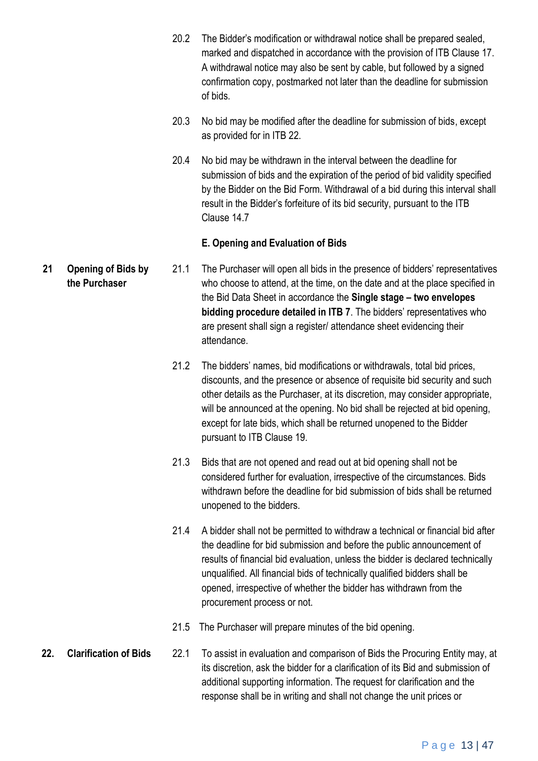20.2 The Bidder's modification or withdrawal notice shall be prepared sealed, marked and dispatched in accordance with the provision of ITB Clause 17. A withdrawal notice may also be sent by cable, but followed by a signed confirmation copy, postmarked not later than the deadline for submission of bids.

20.3 No bid may be modified after the deadline for submission of bids, except as provided for in ITB 22.

20.4 No bid may be withdrawn in the interval between the deadline for submission of bids and the expiration of the period of bid validity specified by the Bidder on the Bid Form. Withdrawal of a bid during this interval shall result in the Bidder's forfeiture of its bid security, pursuant to the ITB Clause 14.7

## E. Opening and Evaluation of Bids

**21 Opening of Bids by the Purchaser**

21.1 The Purchaser will open all bids in the presence of bidders' representatives who choose to attend, at the time, on the date and at the place specified in the Bid Data Sheet in accordance the **Single stage – two envelopes bidding procedure detailed in ITB 7**. The bidders' representatives who are present shall sign a register/ attendance sheet evidencing their attendance.

21.2 The bidders' names, bid modifications or withdrawals, total bid prices, discounts, and the presence or absence of requisite bid security and such other details as the Purchaser, at its discretion, may consider appropriate, will be announced at the opening. No bid shall be rejected at bid opening, except for late bids, which shall be returned unopened to the Bidder pursuant to ITB Clause 19.

21.3 Bids that are not opened and read out at bid opening shall not be considered further for evaluation, irrespective of the circumstances. Bids withdrawn before the deadline for bid submission of bids shall be returned unopened to the bidders.

21.4 A bidder shall not be permitted to withdraw a technical or financial bid after the deadline for bid submission and before the public announcement of results of financial bid evaluation, unless the bidder is declared technically unqualified. All financial bids of technically qualified bidders shall be opened, irrespective of whether the bidder has withdrawn from the procurement process or not.

21.5 The Purchaser will prepare minutes of the bid opening.

**22. Clarification of Bids**

22.1 To assist in evaluation and comparison of Bids the Procuring Entity may, at its discretion, ask the bidder for a clarification of its Bid and submission of additional supporting information. The request for clarification and the response shall be in writing and shall not change the unit prices or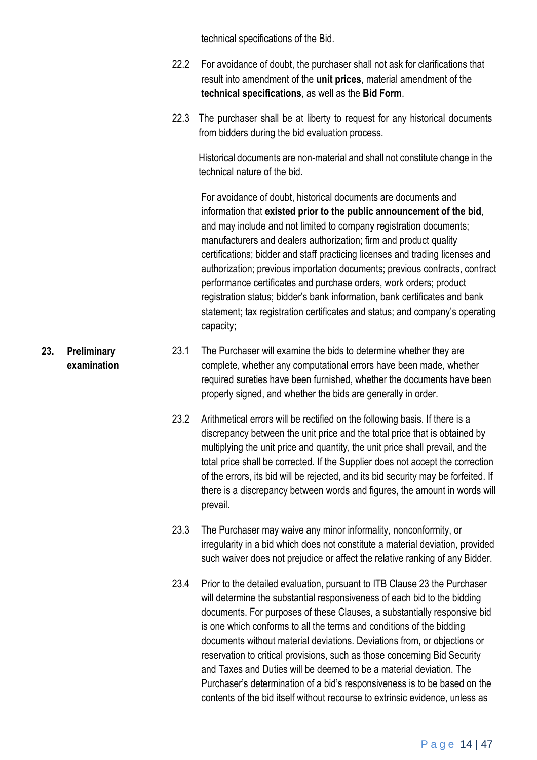technical specifications of the Bid.

22.2 For avoidance of doubt, the purchaser shall not ask for clarifications that result into amendment of the **unit prices**, material amendment of the **technical specifications**, as well as the **Bid Form**.

22.3 The purchaser shall be at liberty to request for any historical documents from bidders during the bid evaluation process.

Historical documents are non-material and shall not constitute change in the technical nature of the bid.

For avoidance of doubt, historical documents are documents and information that **existed prior to the public announcement of the bid**, and may include and not limited to company registration documents; manufacturers and dealers authorization; firm and product quality certifications; bidder and staff practicing licenses and trading licenses and authorization; previous importation documents; previous contracts, contract performance certificates and purchase orders, work orders; product registration status; bidder's bank information, bank certificates and bank statement; tax registration certificates and status; and company's operating capacity;

## 23. Preliminary examination

23.1 The Purchaser will examine the bids to determine whether they are complete, whether any computational errors have been made, whether required sureties have been furnished, whether the documents have been properly signed, and whether the bids are generally in order.

23.2 Arithmetical errors will be rectified on the following basis. If there is a discrepancy between the unit price and the total price that is obtained by multiplying the unit price and quantity, the unit price shall prevail, and the total price shall be corrected. If the Supplier does not accept the correction of the errors, its bid will be rejected, and its bid security may be forfeited. If there is a discrepancy between words and figures, the amount in words will prevail.

23.3 The Purchaser may waive any minor informality, nonconformity, or irregularity in a bid which does not constitute a material deviation, provided such waiver does not prejudice or affect the relative ranking of any Bidder.

23.4 Prior to the detailed evaluation, pursuant to ITB Clause 23 the Purchaser will determine the substantial responsiveness of each bid to the bidding documents. For purposes of these Clauses, a substantially responsive bid is one which conforms to all the terms and conditions of the bidding documents without material deviations. Deviations from, or objections or reservation to critical provisions, such as those concerning Bid Security and Taxes and Duties will be deemed to be a material deviation. The Purchaser's determination of a bid's responsiveness is to be based on the contents of the bid itself without recourse to extrinsic evidence, unless as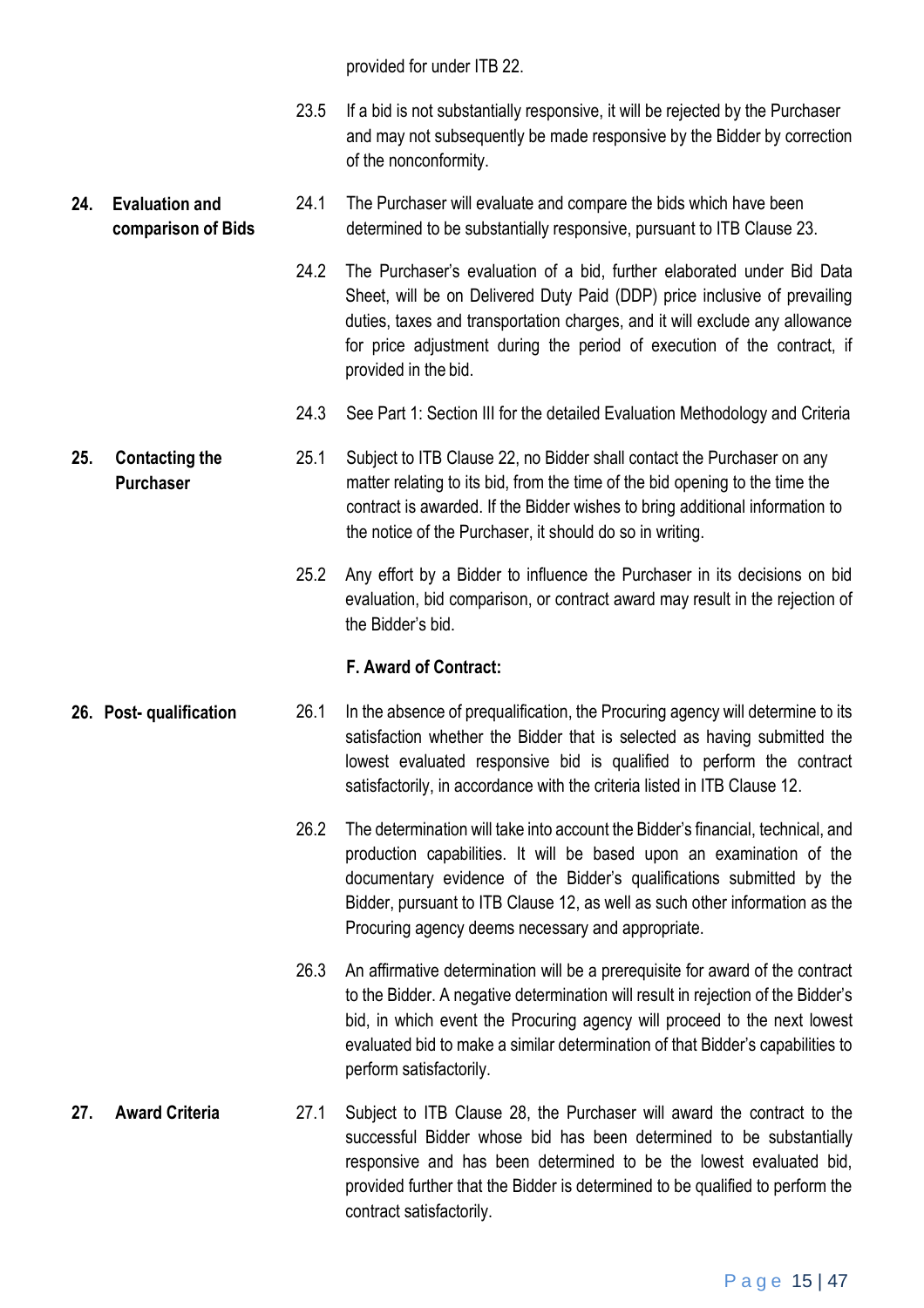provided for under ITB 22.

23.5 If a bid is not substantially responsive, it will be rejected by the Purchaser and may not subsequently be made responsive by the Bidder by correction of the nonconformity.

**24. Evaluation and comparison of Bids**

24.1 The Purchaser will evaluate and compare the bids which have been determined to be substantially responsive, pursuant to ITB Clause 23.

24.2 The Purchaser's evaluation of a bid, further elaborated under Bid Data Sheet, will be on Delivered Duty Paid (DDP) price inclusive of prevailing duties, taxes and transportation charges, and it will exclude any allowance for price adjustment during the period of execution of the contract, if provided in the bid.

24.3 See Part 1: Section III for the detailed Evaluation Methodology and Criteria

**25. Contacting the Purchaser**

25.1 Subject to ITB Clause 22, no Bidder shall contact the Purchaser on any matter relating to its bid, from the time of the bid opening to the time the contract is awarded. If the Bidder wishes to bring additional information to the notice of the Purchaser, it should do so in writing.

25.2 Any effort by a Bidder to influence the Purchaser in its decisions on bid evaluation, bid comparison, or contract award may result in the rejection of the Bidder's bid.

**F. Award of Contract:**

**26. Post- qualification**

26.1 In the absence of prequalification, the Procuring agency will determine to its satisfaction whether the Bidder that is selected as having submitted the lowest evaluated responsive bid is qualified to perform the contract satisfactorily, in accordance with the criteria listed in ITB Clause 12.

26.2 The determination will take into account the Bidder's financial, technical, and production capabilities. It will be based upon an examination of the documentary evidence of the Bidder's qualifications submitted by the Bidder, pursuant to ITB Clause 12, as well as such other information as the Procuring agency deems necessary and appropriate.

26.3 An affirmative determination will be a prerequisite for award of the contract to the Bidder. A negative determination will result in rejection of the Bidder's bid, in which event the Procuring agency will proceed to the next lowest evaluated bid to make a similar determination of that Bidder's capabilities to perform satisfactorily.

**27. Award Criteria**

27.1 Subject to ITB Clause 28, the Purchaser will award the contract to the successful Bidder whose bid has been determined to be substantially responsive and has been determined to be the lowest evaluated bid, provided further that the Bidder is determined to be qualified to perform the contract satisfactorily.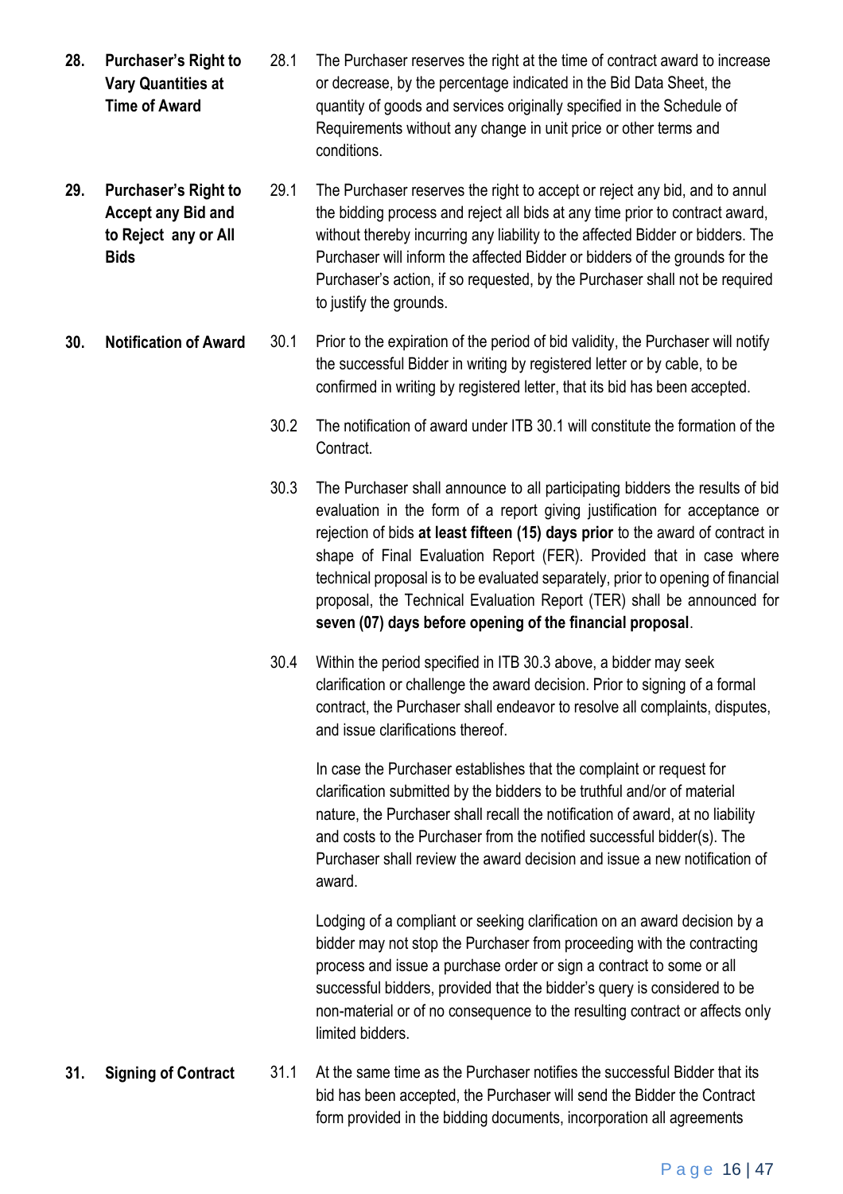**28. Purchaser's Right to Vary Quantities at Time of Award**

28.1 The Purchaser reserves the right at the time of contract award to increase or decrease, by the percentage indicated in the Bid Data Sheet, the quantity of goods and services originally specified in the Schedule of Requirements without any change in unit price or other terms and conditions.

**29. Purchaser's Right to Accept any Bid and to Reject any or All Bids**

29.1 The Purchaser reserves the right to accept or reject any bid, and to annul the bidding process and reject all bids at any time prior to contract award, without thereby incurring any liability to the affected Bidder or bidders. The Purchaser will inform the affected Bidder or bidders of the grounds for the Purchaser's action, if so requested, by the Purchaser shall not be required to justify the grounds.

**30. Notification of Award**

30.1 Prior to the expiration of the period of bid validity, the Purchaser will notify the successful Bidder in writing by registered letter or by cable, to be confirmed in writing by registered letter, that its bid has been accepted.

30.2 The notification of award under ITB 30.1 will constitute the formation of the Contract.

30.3 The Purchaser shall announce to all participating bidders the results of bid evaluation in the form of a report giving justification for acceptance or rejection of bids **at least fifteen (15) days prior** to the award of contract in shape of Final Evaluation Report (FER). Provided that in case where technical proposal is to be evaluated separately, prior to opening of financial proposal, the Technical Evaluation Report (TER) shall be announced for **seven (07) days before opening of the financial proposal**.

30.4 Within the period specified in ITB 30.3 above, a bidder may seek clarification or challenge the award decision. Prior to signing of a formal contract, the Purchaser shall endeavor to resolve all complaints, disputes, and issue clarifications thereof.

In case the Purchaser establishes that the complaint or request for clarification submitted by the bidders to be truthful and/or of material nature, the Purchaser shall recall the notification of award, at no liability and costs to the Purchaser from the notified successful bidder(s). The Purchaser shall review the award decision and issue a new notification of award.

Lodging of a compliant or seeking clarification on an award decision by a bidder may not stop the Purchaser from proceeding with the contracting process and issue a purchase order or sign a contract to some or all successful bidders, provided that the bidder's query is considered to be non-material or of no consequence to the resulting contract or affects only limited bidders.

**31. Signing of Contract**

31.1 At the same time as the Purchaser notifies the successful Bidder that its bid has been accepted, the Purchaser will send the Bidder the Contract form provided in the bidding documents, incorporation all agreements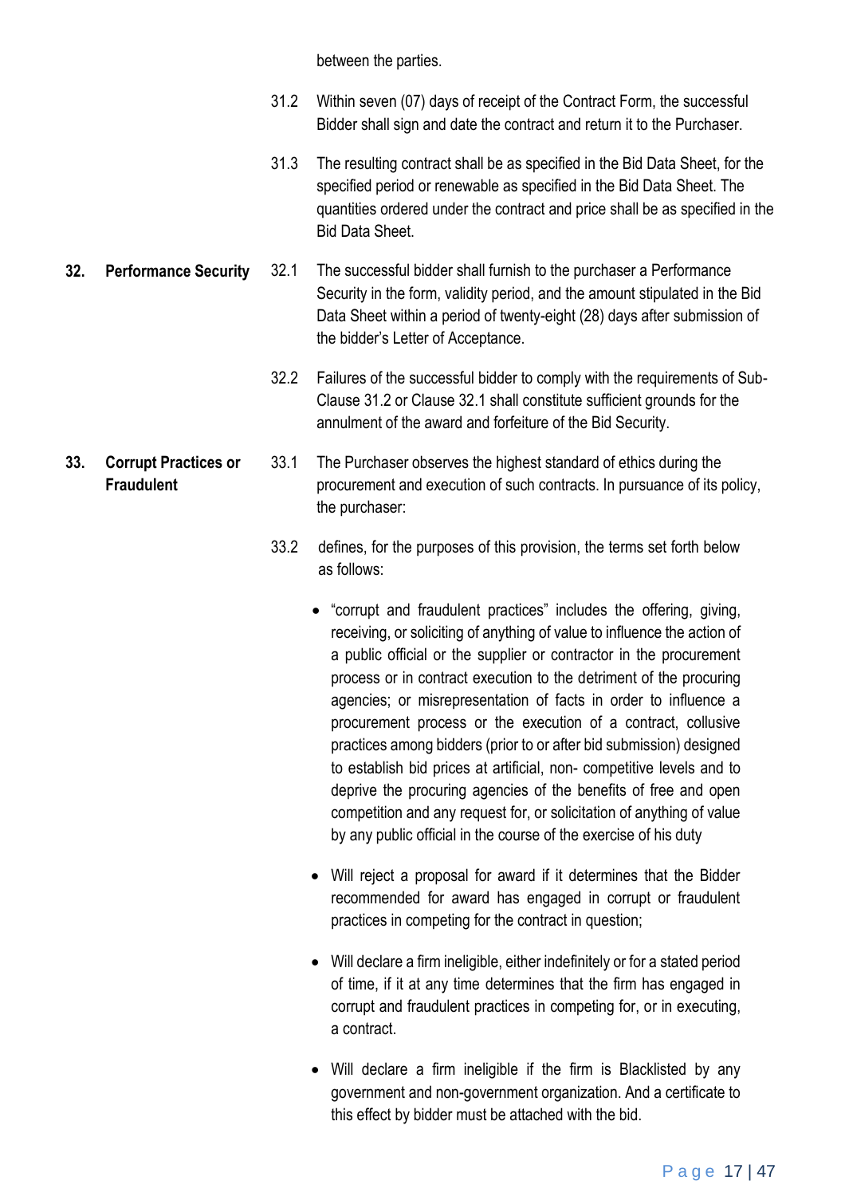between the parties.

31.2 Within seven (07) days of receipt of the Contract Form, the successful Bidder shall sign and date the contract and return it to the Purchaser.

31.3 The resulting contract shall be as specified in the Bid Data Sheet, for the specified period or renewable as specified in the Bid Data Sheet. The quantities ordered under the contract and price shall be as specified in the Bid Data Sheet.

**32. Performance Security**

32.1 The successful bidder shall furnish to the purchaser a Performance Security in the form, validity period, and the amount stipulated in the Bid Data Sheet within a period of twenty-eight (28) days after submission of the bidder's Letter of Acceptance.

32.2 Failures of the successful bidder to comply with the requirements of Sub-Clause 31.2 or Clause 32.1 shall constitute sufficient grounds for the annulment of the award and forfeiture of the Bid Security.

**33. Corrupt Practices or Fraudulent**

33.1 The Purchaser observes the highest standard of ethics during the procurement and execution of such contracts. In pursuance of its policy, the purchaser:

33.2 defines, for the purposes of this provision, the terms set forth below as follows:

- "corrupt and fraudulent practices" includes the offering, giving, receiving, or soliciting of anything of value to influence the action of a public official or the supplier or contractor in the procurement process or in contract execution to the detriment of the procuring agencies; or misrepresentation of facts in order to influence a procurement process or the execution of a contract, collusive practices among bidders (prior to or after bid submission) designed to establish bid prices at artificial, non- competitive levels and to deprive the procuring agencies of the benefits of free and open competition and any request for, or solicitation of anything of value by any public official in the course of the exercise of his duty
- Will reject a proposal for award if it determines that the Bidder recommended for award has engaged in corrupt or fraudulent practices in competing for the contract in question;
- Will declare a firm ineligible, either indefinitely or for a stated period of time, if it at any time determines that the firm has engaged in corrupt and fraudulent practices in competing for, or in executing, a contract.
- Will declare a firm ineligible if the firm is Blacklisted by any government and non-government organization. And a certificate to this effect by bidder must be attached with the bid.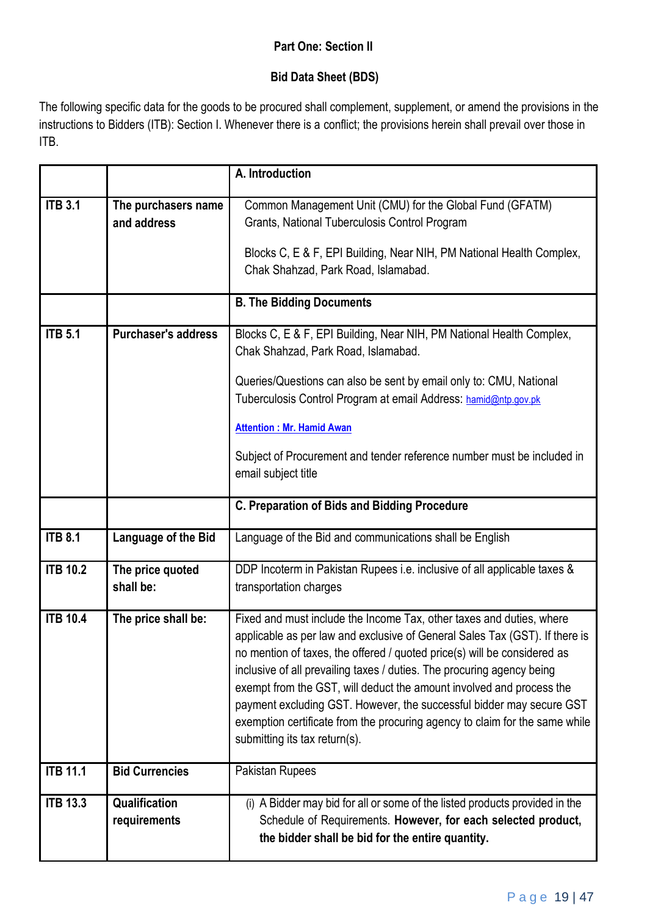Part One: Section II

**Bid Data Sheet (BDS)**

The following specific data for the goods to be procured shall complement, supplement, or amend the provisions in the instructions to Bidders (ITB): Section I. Whenever there is a conflict; the provisions herein shall prevail over those in ITB.

| | | **A. Introduction** |
|---|---|---|
| **ITB 3.1** | **The purchasers name and address** | Common Management Unit (CMU) for the Global Fund (GFATM) Grants, National Tuberculosis Control Program<br><br>Blocks C, E & F, EPI Building, Near NIH, PM National Health Complex, Chak Shahzad, Park Road, Islamabad. |
| | | **B. The Bidding Documents** |
| **ITB 5.1** | **Purchaser's address** | Blocks C, E & F, EPI Building, Near NIH, PM National Health Complex, Chak Shahzad, Park Road, Islamabad.<br><br>Queries/Questions can also be sent by email only to: CMU, National Tuberculosis Control Program at email Address: hamid@ntp.gov.pk<br><br>**Attention : Mr. Hamid Awan**<br><br>Subject of Procurement and tender reference number must be included in email subject title |
| | | **C. Preparation of Bids and Bidding Procedure** |
| **ITB 8.1** | **Language of the Bid** | Language of the Bid and communications shall be English |
| **ITB 10.2** | **The price quoted shall be:** | DDP Incoterm in Pakistan Rupees i.e. inclusive of all applicable taxes & transportation charges |
| **ITB 10.4** | **The price shall be:** | Fixed and must include the Income Tax, other taxes and duties, where applicable as per law and exclusive of General Sales Tax (GST). If there is no mention of taxes, the offered / quoted price(s) will be considered as inclusive of all prevailing taxes / duties. The procuring agency being exempt from the GST, will deduct the amount involved and process the payment excluding GST. However, the successful bidder may secure GST exemption certificate from the procuring agency to claim for the same while submitting its tax return(s). |
| **ITB 11.1** | **Bid Currencies** | Pakistan Rupees |
| **ITB 13.3** | **Qualification requirements** | (i) A Bidder may bid for all or some of the listed products provided in the Schedule of Requirements. **However, for each selected product, the bidder shall be bid for the entire quantity.** |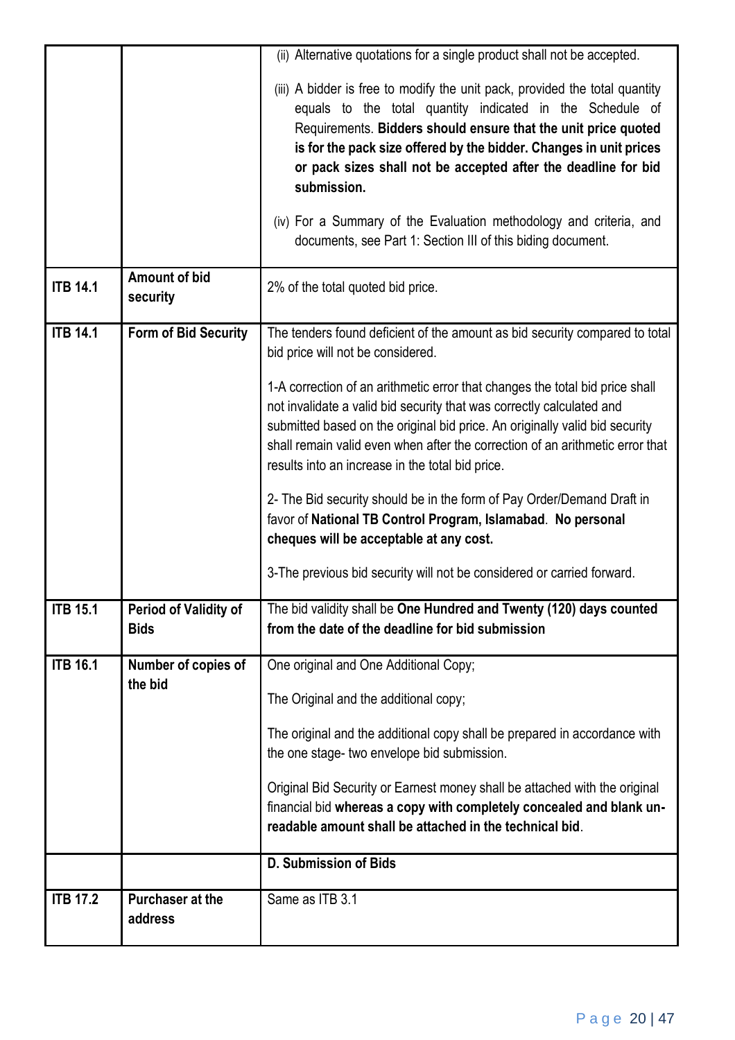| | | |
|---|---|---|
| | | (ii) Alternative quotations for a single product shall not be accepted.<br><br>(iii) A bidder is free to modify the unit pack, provided the total quantity equals to the total quantity indicated in the Schedule of Requirements. **Bidders should ensure that the unit price quoted is for the pack size offered by the bidder. Changes in unit prices or pack sizes shall not be accepted after the deadline for bid submission.**<br><br>(iv) For a Summary of the Evaluation methodology and criteria, and documents, see Part 1: Section III of this biding document. |
| **ITB 14.1** | **Amount of bid security** | 2% of the total quoted bid price. |
| **ITB 14.1** | **Form of Bid Security** | The tenders found deficient of the amount as bid security compared to total bid price will not be considered.<br><br>1-A correction of an arithmetic error that changes the total bid price shall not invalidate a valid bid security that was correctly calculated and submitted based on the original bid price. An originally valid bid security shall remain valid even when after the correction of an arithmetic error that results into an increase in the total bid price.<br><br>2- The Bid security should be in the form of Pay Order/Demand Draft in favor of **National TB Control Program, Islamabad**. **No personal cheques will be acceptable at any cost.**<br><br>3-The previous bid security will not be considered or carried forward. |
| **ITB 15.1** | **Period of Validity of Bids** | The bid validity shall be **One Hundred and Twenty (120) days counted from the date of the deadline for bid submission** |
| **ITB 16.1** | **Number of copies of the bid** | One original and One Additional Copy;<br><br>The Original and the additional copy;<br><br>The original and the additional copy shall be prepared in accordance with the one stage- two envelope bid submission.<br><br>Original Bid Security or Earnest money shall be attached with the original financial bid **whereas a copy with completely concealed and blank un-readable amount shall be attached in the technical bid**. |
| | | **D. Submission of Bids** |
| **ITB 17.2** | **Purchaser at the address** | Same as ITB 3.1 |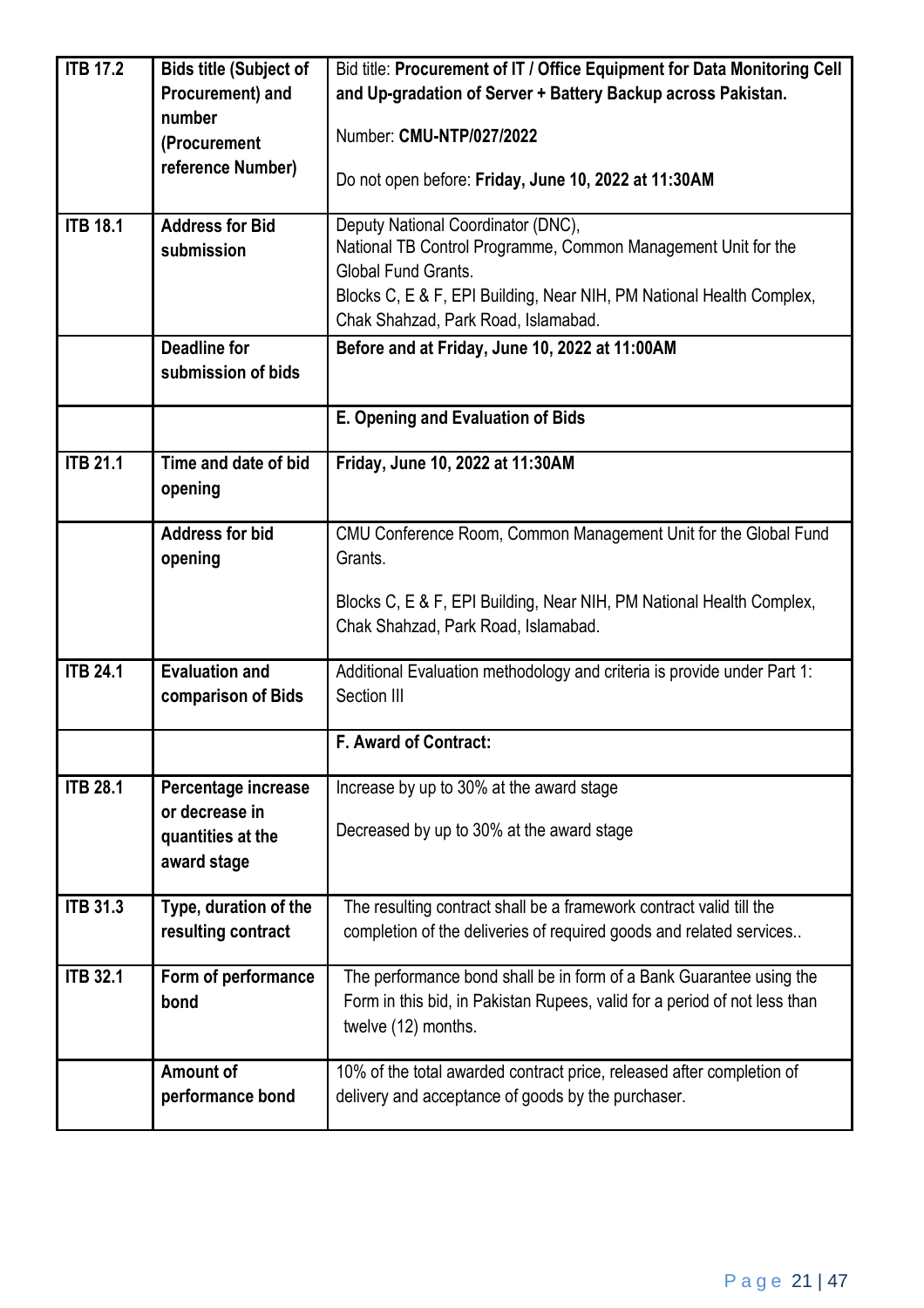| | | |
|---|---|---|
| **ITB 17.2** | **Bids title (Subject of Procurement) and number (Procurement reference Number)** | Bid title: **Procurement of IT / Office Equipment for Data Monitoring Cell and Up-gradation of Server + Battery Backup across Pakistan.**<br><br>Number: **CMU-NTP/027/2022**<br><br>Do not open before: **Friday, June 10, 2022 at 11:30AM** |
| **ITB 18.1** | **Address for Bid submission** | Deputy National Coordinator (DNC),<br>National TB Control Programme, Common Management Unit for the Global Fund Grants.<br>Blocks C, E & F, EPI Building, Near NIH, PM National Health Complex, Chak Shahzad, Park Road, Islamabad. |
| | **Deadline for submission of bids** | **Before and at Friday, June 10, 2022 at 11:00AM** |
| | | **E. Opening and Evaluation of Bids** |
| **ITB 21.1** | **Time and date of bid opening** | **Friday, June 10, 2022 at 11:30AM** |
| | **Address for bid opening** | CMU Conference Room, Common Management Unit for the Global Fund Grants.<br><br>Blocks C, E & F, EPI Building, Near NIH, PM National Health Complex, Chak Shahzad, Park Road, Islamabad. |
| **ITB 24.1** | **Evaluation and comparison of Bids** | Additional Evaluation methodology and criteria is provide under Part 1: Section III |
| | | **F. Award of Contract:** |
| **ITB 28.1** | **Percentage increase or decrease in quantities at the award stage** | Increase by up to 30% at the award stage<br><br>Decreased by up to 30% at the award stage |
| **ITB 31.3** | **Type, duration of the resulting contract** | The resulting contract shall be a framework contract valid till the completion of the deliveries of required goods and related services.. |
| **ITB 32.1** | **Form of performance bond** | The performance bond shall be in form of a Bank Guarantee using the Form in this bid, in Pakistan Rupees, valid for a period of not less than twelve (12) months. |
| | **Amount of performance bond** | 10% of the total awarded contract price, released after completion of delivery and acceptance of goods by the purchaser. |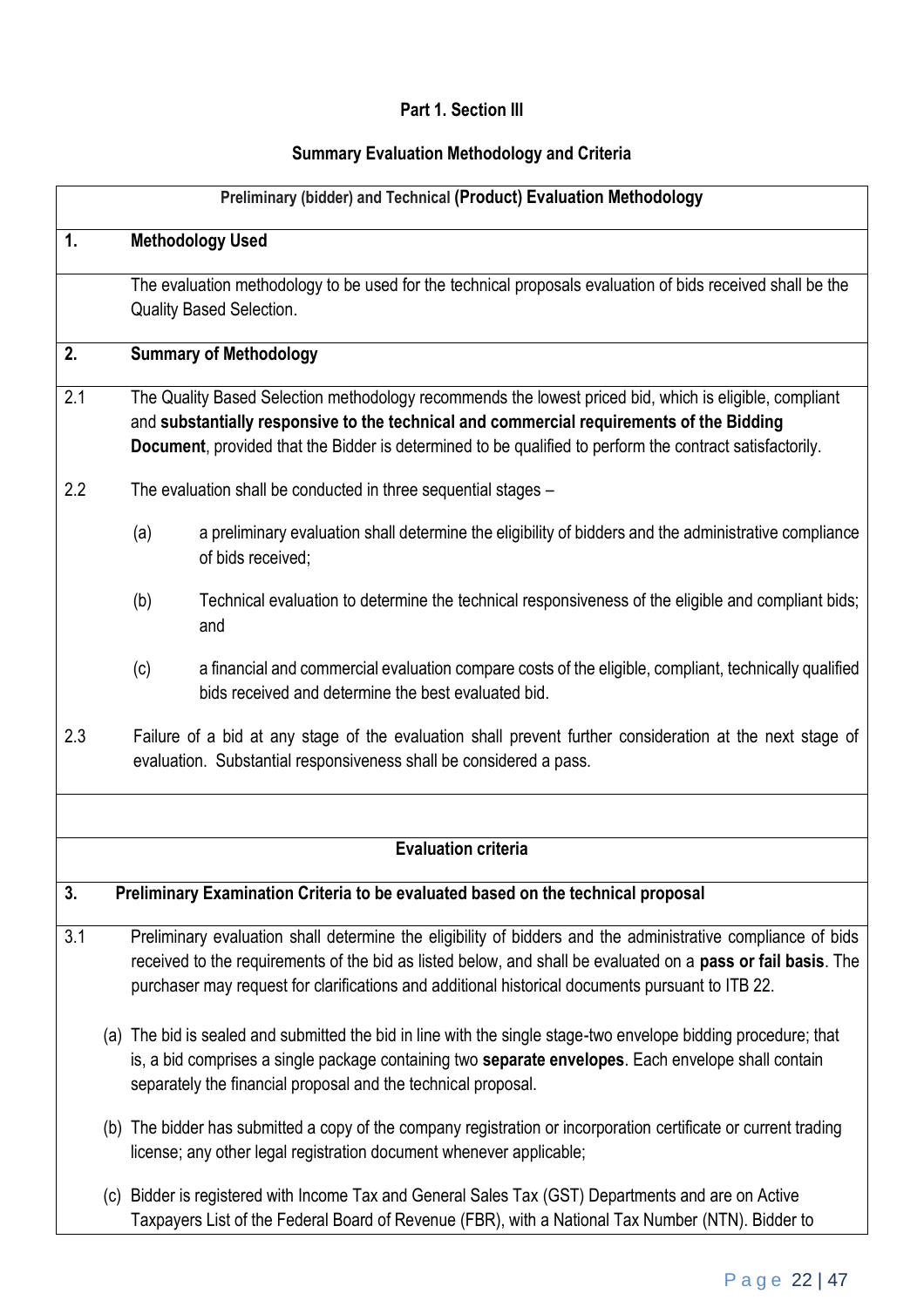## Part 1. Section III

### Summary Evaluation Methodology and Criteria

**Preliminary (bidder) and Technical (Product) Evaluation Methodology**

**1. Methodology Used**

The evaluation methodology to be used for the technical proposals evaluation of bids received shall be the Quality Based Selection.

**2. Summary of Methodology**

2.1 The Quality Based Selection methodology recommends the lowest priced bid, which is eligible, compliant and **substantially responsive to the technical and commercial requirements of the Bidding Document**, provided that the Bidder is determined to be qualified to perform the contract satisfactorily.

2.2 The evaluation shall be conducted in three sequential stages –

(a) a preliminary evaluation shall determine the eligibility of bidders and the administrative compliance of bids received;

(b) Technical evaluation to determine the technical responsiveness of the eligible and compliant bids; and

(c) a financial and commercial evaluation compare costs of the eligible, compliant, technically qualified bids received and determine the best evaluated bid.

2.3 Failure of a bid at any stage of the evaluation shall prevent further consideration at the next stage of evaluation. Substantial responsiveness shall be considered a pass.

**Evaluation criteria**

**3. Preliminary Examination Criteria to be evaluated based on the technical proposal**

3.1 Preliminary evaluation shall determine the eligibility of bidders and the administrative compliance of bids received to the requirements of the bid as listed below, and shall be evaluated on a **pass or fail basis**. The purchaser may request for clarifications and additional historical documents pursuant to ITB 22.

(a) The bid is sealed and submitted the bid in line with the single stage-two envelope bidding procedure; that is, a bid comprises a single package containing two **separate envelopes**. Each envelope shall contain separately the financial proposal and the technical proposal.

(b) The bidder has submitted a copy of the company registration or incorporation certificate or current trading license; any other legal registration document whenever applicable;

(c) Bidder is registered with Income Tax and General Sales Tax (GST) Departments and are on Active Taxpayers List of the Federal Board of Revenue (FBR), with a National Tax Number (NTN). Bidder to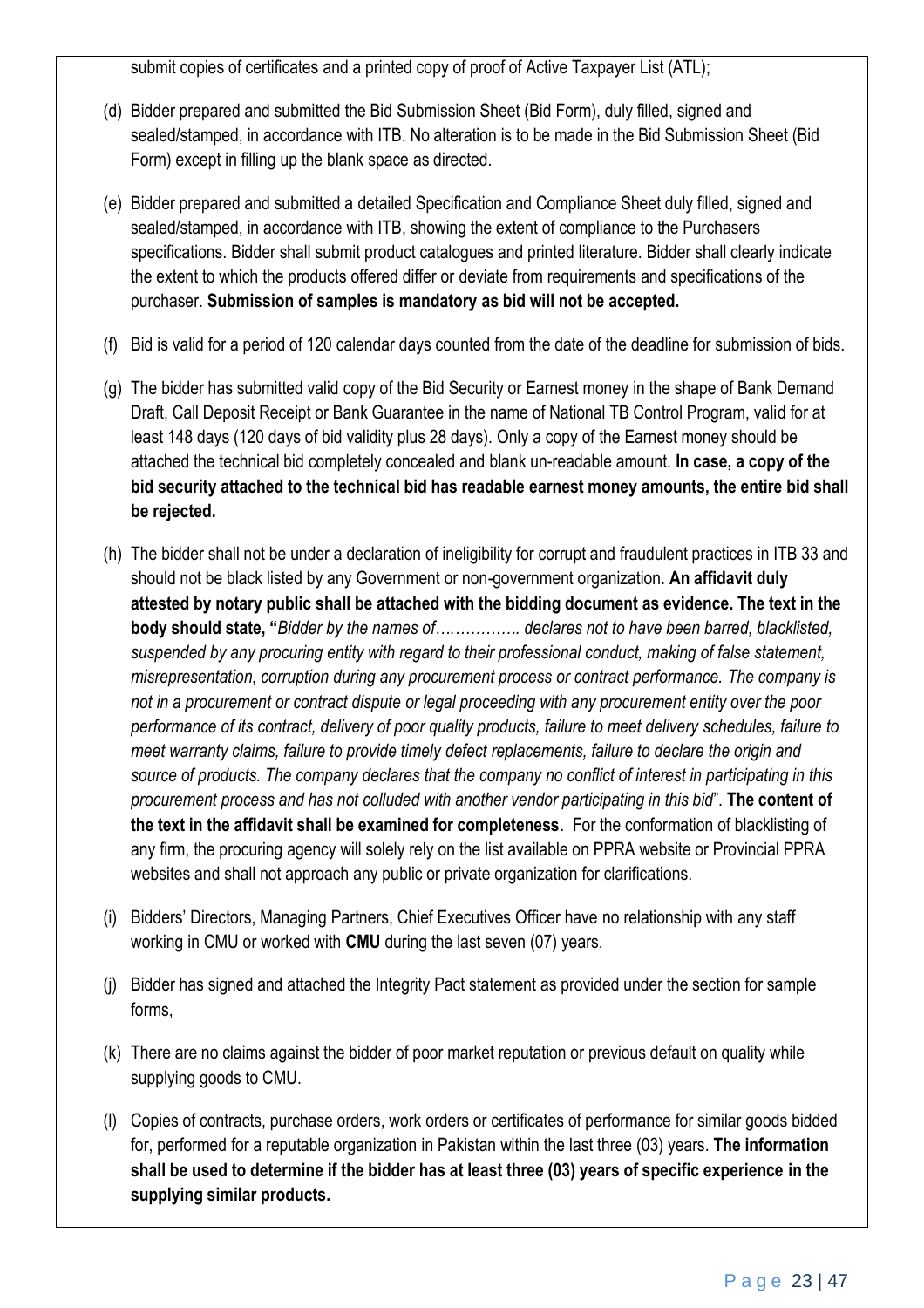submit copies of certificates and a printed copy of proof of Active Taxpayer List (ATL);

(d) Bidder prepared and submitted the Bid Submission Sheet (Bid Form), duly filled, signed and sealed/stamped, in accordance with ITB. No alteration is to be made in the Bid Submission Sheet (Bid Form) except in filling up the blank space as directed.

(e) Bidder prepared and submitted a detailed Specification and Compliance Sheet duly filled, signed and sealed/stamped, in accordance with ITB, showing the extent of compliance to the Purchasers specifications. Bidder shall submit product catalogues and printed literature. Bidder shall clearly indicate the extent to which the products offered differ or deviate from requirements and specifications of the purchaser. **Submission of samples is mandatory as bid will not be accepted.**

(f) Bid is valid for a period of 120 calendar days counted from the date of the deadline for submission of bids.

(g) The bidder has submitted valid copy of the Bid Security or Earnest money in the shape of Bank Demand Draft, Call Deposit Receipt or Bank Guarantee in the name of National TB Control Program, valid for at least 148 days (120 days of bid validity plus 28 days). Only a copy of the Earnest money should be attached the technical bid completely concealed and blank un-readable amount. **In case, a copy of the bid security attached to the technical bid has readable earnest money amounts, the entire bid shall be rejected.**

(h) The bidder shall not be under a declaration of ineligibility for corrupt and fraudulent practices in ITB 33 and should not be black listed by any Government or non-government organization. **An affidavit duly attested by notary public shall be attached with the bidding document as evidence. The text in the body should state, "***Bidder by the names of……………. declares not to have been barred, blacklisted, suspended by any procuring entity with regard to their professional conduct, making of false statement, misrepresentation, corruption during any procurement process or contract performance. The company is not in a procurement or contract dispute or legal proceeding with any procurement entity over the poor performance of its contract, delivery of poor quality products, failure to meet delivery schedules, failure to meet warranty claims, failure to provide timely defect replacements, failure to declare the origin and source of products. The company declares that the company no conflict of interest in participating in this procurement process and has not colluded with another vendor participating in this bid*". **The content of the text in the affidavit shall be examined for completeness**. For the conformation of blacklisting of any firm, the procuring agency will solely rely on the list available on PPRA website or Provincial PPRA websites and shall not approach any public or private organization for clarifications.

(i) Bidders' Directors, Managing Partners, Chief Executives Officer have no relationship with any staff working in CMU or worked with **CMU** during the last seven (07) years.

(j) Bidder has signed and attached the Integrity Pact statement as provided under the section for sample forms,

(k) There are no claims against the bidder of poor market reputation or previous default on quality while supplying goods to CMU.

(l) Copies of contracts, purchase orders, work orders or certificates of performance for similar goods bidded for, performed for a reputable organization in Pakistan within the last three (03) years. **The information shall be used to determine if the bidder has at least three (03) years of specific experience in the supplying similar products.**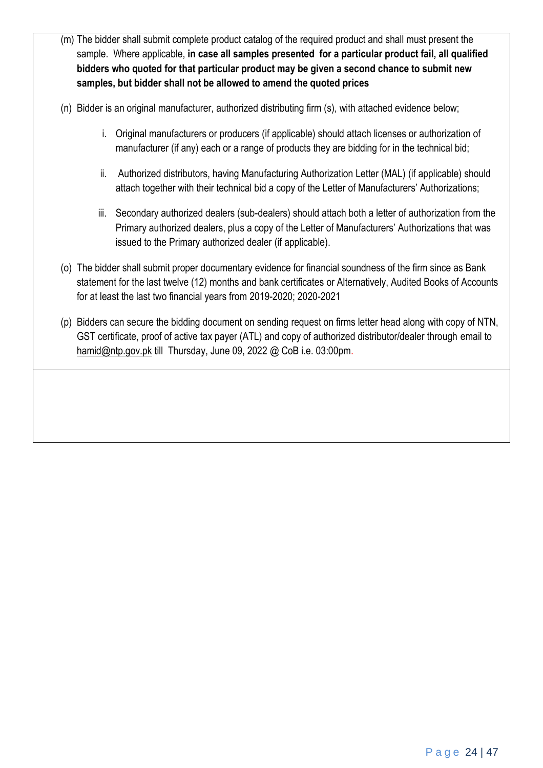(m) The bidder shall submit complete product catalog of the required product and shall must present the sample. Where applicable, **in case all samples presented for a particular product fail, all qualified bidders who quoted for that particular product may be given a second chance to submit new samples, but bidder shall not be allowed to amend the quoted prices**

(n) Bidder is an original manufacturer, authorized distributing firm (s), with attached evidence below;

  i. Original manufacturers or producers (if applicable) should attach licenses or authorization of manufacturer (if any) each or a range of products they are bidding for in the technical bid;

  ii. Authorized distributors, having Manufacturing Authorization Letter (MAL) (if applicable) should attach together with their technical bid a copy of the Letter of Manufacturers' Authorizations;

  iii. Secondary authorized dealers (sub-dealers) should attach both a letter of authorization from the Primary authorized dealers, plus a copy of the Letter of Manufacturers' Authorizations that was issued to the Primary authorized dealer (if applicable).

(o) The bidder shall submit proper documentary evidence for financial soundness of the firm since as Bank statement for the last twelve (12) months and bank certificates or Alternatively, Audited Books of Accounts for at least the last two financial years from 2019-2020; 2020-2021

(p) Bidders can secure the bidding document on sending request on firms letter head along with copy of NTN, GST certificate, proof of active tax payer (ATL) and copy of authorized distributor/dealer through email to hamid@ntp.gov.pk till Thursday, June 09, 2022 @ CoB i.e. 03:00pm.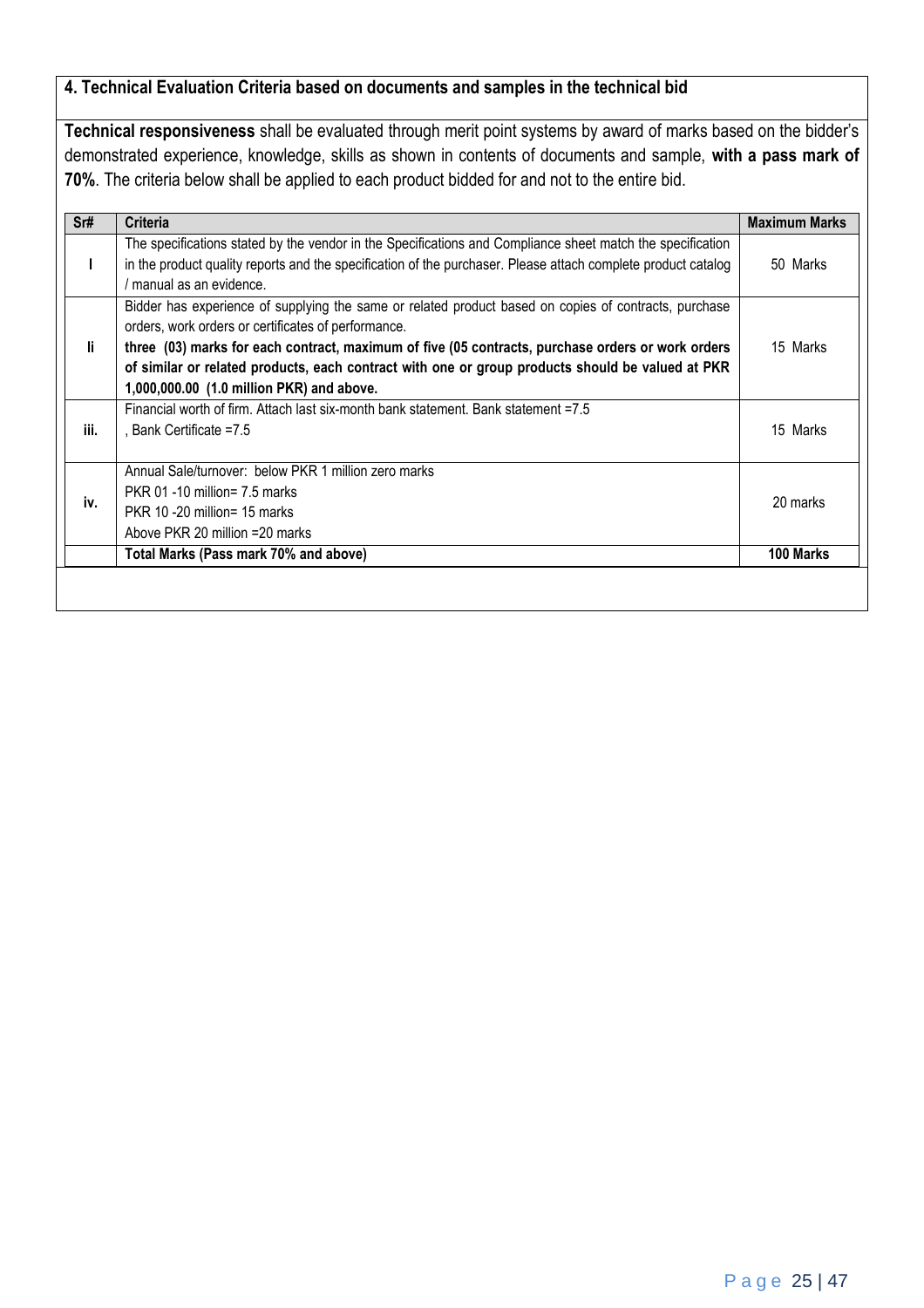**4. Technical Evaluation Criteria based on documents and samples in the technical bid**

**Technical responsiveness** shall be evaluated through merit point systems by award of marks based on the bidder's demonstrated experience, knowledge, skills as shown in contents of documents and sample, **with a pass mark of 70%**. The criteria below shall be applied to each product bidded for and not to the entire bid.

| Sr# | Criteria | Maximum Marks |
|---|---|---|
| I | The specifications stated by the vendor in the Specifications and Compliance sheet match the specification in the product quality reports and the specification of the purchaser. Please attach complete product catalog / manual as an evidence. | 50 Marks |
| Ii | Bidder has experience of supplying the same or related product based on copies of contracts, purchase orders, work orders or certificates of performance.<br>**three (03) marks for each contract, maximum of five (05 contracts, purchase orders or work orders of similar or related products, each contract with one or group products should be valued at PKR 1,000,000.00 (1.0 million PKR) and above.** | 15 Marks |
| iii. | Financial worth of firm. Attach last six-month bank statement. Bank statement =7.5<br>, Bank Certificate =7.5 | 15 Marks |
| iv. | Annual Sale/turnover: below PKR 1 million zero marks<br>PKR 01 -10 million= 7.5 marks<br>PKR 10 -20 million= 15 marks<br>Above PKR 20 million =20 marks | 20 marks |
| | **Total Marks (Pass mark 70% and above)** | **100 Marks** |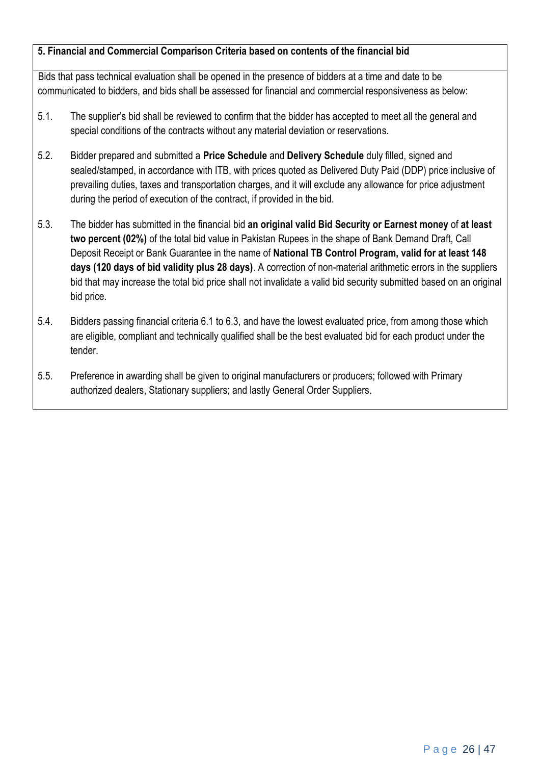**5. Financial and Commercial Comparison Criteria based on contents of the financial bid**

Bids that pass technical evaluation shall be opened in the presence of bidders at a time and date to be communicated to bidders, and bids shall be assessed for financial and commercial responsiveness as below:

5.1. The supplier's bid shall be reviewed to confirm that the bidder has accepted to meet all the general and special conditions of the contracts without any material deviation or reservations.

5.2. Bidder prepared and submitted a **Price Schedule** and **Delivery Schedule** duly filled, signed and sealed/stamped, in accordance with ITB, with prices quoted as Delivered Duty Paid (DDP) price inclusive of prevailing duties, taxes and transportation charges, and it will exclude any allowance for price adjustment during the period of execution of the contract, if provided in the bid.

5.3. The bidder has submitted in the financial bid **an original valid Bid Security or Earnest money** of **at least two percent (02%)** of the total bid value in Pakistan Rupees in the shape of Bank Demand Draft, Call Deposit Receipt or Bank Guarantee in the name of **National TB Control Program, valid for at least 148 days (120 days of bid validity plus 28 days)**. A correction of non-material arithmetic errors in the suppliers bid that may increase the total bid price shall not invalidate a valid bid security submitted based on an original bid price.

5.4. Bidders passing financial criteria 6.1 to 6.3, and have the lowest evaluated price, from among those which are eligible, compliant and technically qualified shall be the best evaluated bid for each product under the tender.

5.5. Preference in awarding shall be given to original manufacturers or producers; followed with Primary authorized dealers, Stationary suppliers; and lastly General Order Suppliers.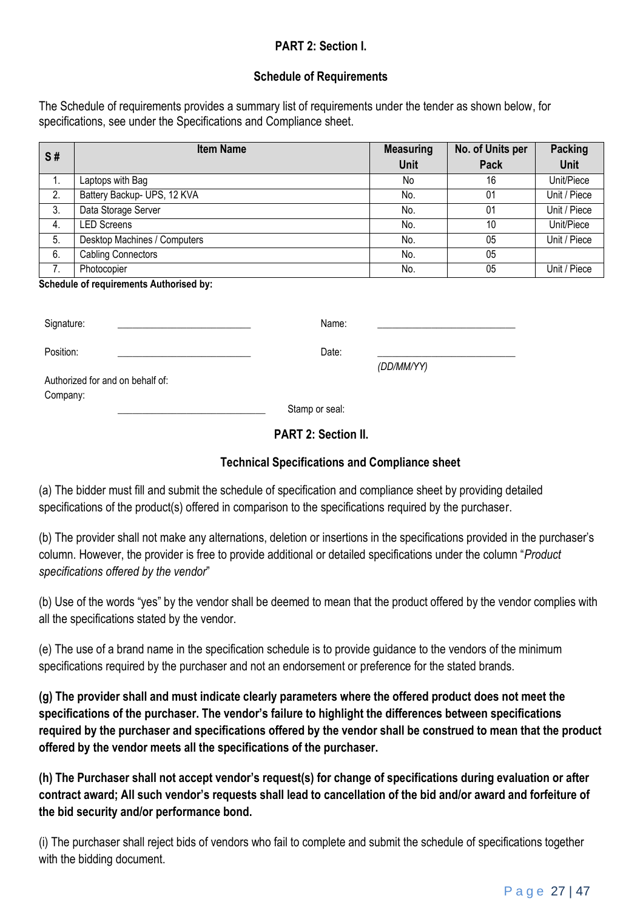**PART 2: Section I.**

**Schedule of Requirements**

The Schedule of requirements provides a summary list of requirements under the tender as shown below, for specifications, see under the Specifications and Compliance sheet.

| S # | Item Name | Measuring Unit | No. of Units per Pack | Packing Unit |
|---|---|---|---|---|
| 1. | Laptops with Bag | No | 16 | Unit/Piece |
| 2. | Battery Backup- UPS, 12 KVA | No. | 01 | Unit / Piece |
| 3. | Data Storage Server | No. | 01 | Unit / Piece |
| 4. | LED Screens | No. | 10 | Unit/Piece |
| 5. | Desktop Machines / Computers | No. | 05 | Unit / Piece |
| 6. | Cabling Connectors | No. | 05 | |
| 7. | Photocopier | No. | 05 | Unit / Piece |

**Schedule of requirements Authorised by:**

Signature: ____________________ Name: ____________________

Position: ____________________ Date: ____________________ *(DD/MM/YY)*

Authorized for and on behalf of:
Company: ____________________ Stamp or seal:

**PART 2: Section II.**

**Technical Specifications and Compliance sheet**

(a) The bidder must fill and submit the schedule of specification and compliance sheet by providing detailed specifications of the product(s) offered in comparison to the specifications required by the purchaser.

(b) The provider shall not make any alternations, deletion or insertions in the specifications provided in the purchaser's column. However, the provider is free to provide additional or detailed specifications under the column "*Product specifications offered by the vendor*"

(b) Use of the words "yes" by the vendor shall be deemed to mean that the product offered by the vendor complies with all the specifications stated by the vendor.

(e) The use of a brand name in the specification schedule is to provide guidance to the vendors of the minimum specifications required by the purchaser and not an endorsement or preference for the stated brands.

**(g) The provider shall and must indicate clearly parameters where the offered product does not meet the specifications of the purchaser. The vendor's failure to highlight the differences between specifications required by the purchaser and specifications offered by the vendor shall be construed to mean that the product offered by the vendor meets all the specifications of the purchaser.**

**(h) The Purchaser shall not accept vendor's request(s) for change of specifications during evaluation or after contract award; All such vendor's requests shall lead to cancellation of the bid and/or award and forfeiture of the bid security and/or performance bond.**

(i) The purchaser shall reject bids of vendors who fail to complete and submit the schedule of specifications together with the bidding document.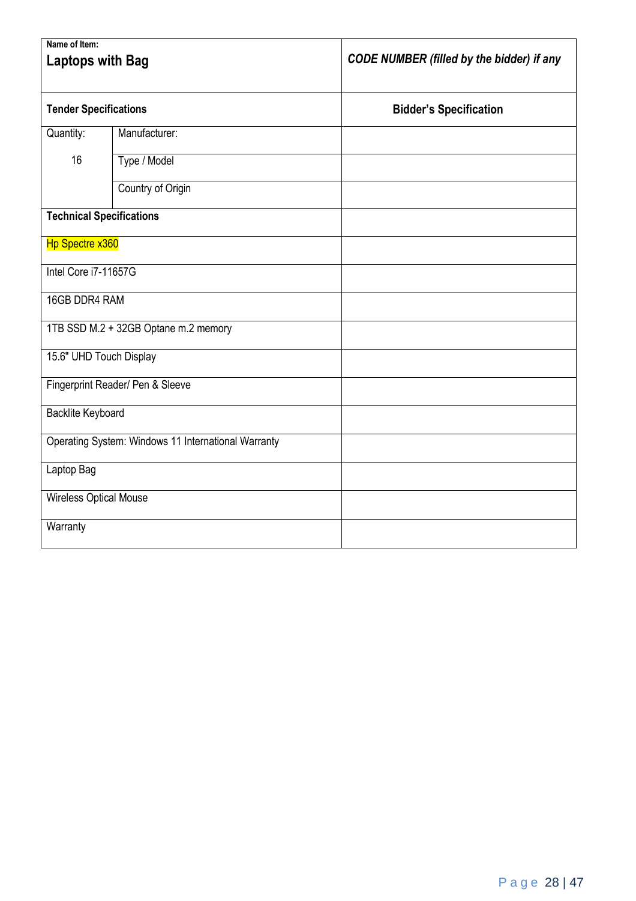| Name of Item:<br>**Laptops with Bag** | | ***CODE NUMBER (filled by the bidder) if any*** |
|---|---|---|
| **Tender Specifications** | | **Bidder's Specification** |
| Quantity:<br><br>16 | Manufacturer: | |
| | Type / Model | |
| | Country of Origin | |
| **Technical Specifications** | | |
| Hp Spectre x360 | | |
| Intel Core i7-11657G | | |
| 16GB DDR4 RAM | | |
| 1TB SSD M.2 + 32GB Optane m.2 memory | | |
| 15.6" UHD Touch Display | | |
| Fingerprint Reader/ Pen & Sleeve | | |
| Backlite Keyboard | | |
| Operating System: Windows 11 International Warranty | | |
| Laptop Bag | | |
| Wireless Optical Mouse | | |
| Warranty | | |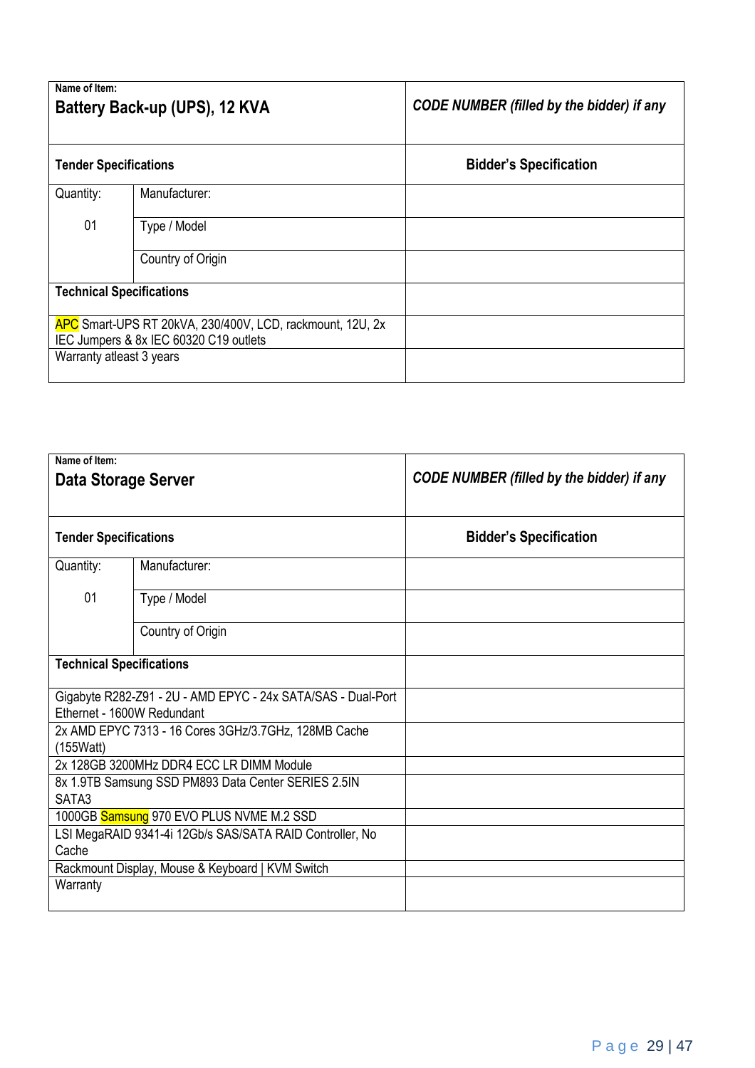| Name of Item: **Battery Back-up (UPS), 12 KVA** | | ***CODE NUMBER (filled by the bidder) if any*** |
|---|---|---|
| **Tender Specifications** | | **Bidder's Specification** |
| Quantity: | Manufacturer: | |
| 01 | Type / Model | |
| | Country of Origin | |
| **Technical Specifications** | | |
| APC Smart-UPS RT 20kVA, 230/400V, LCD, rackmount, 12U, 2x IEC Jumpers & 8x IEC 60320 C19 outlets | | |
| Warranty atleast 3 years | | |

| Name of Item: **Data Storage Server** | | ***CODE NUMBER (filled by the bidder) if any*** |
|---|---|---|
| **Tender Specifications** | | **Bidder's Specification** |
| Quantity: | Manufacturer: | |
| 01 | Type / Model | |
| | Country of Origin | |
| **Technical Specifications** | | |
| Gigabyte R282-Z91 - 2U - AMD EPYC - 24x SATA/SAS - Dual-Port Ethernet - 1600W Redundant | | |
| 2x AMD EPYC 7313 - 16 Cores 3GHz/3.7GHz, 128MB Cache (155Watt) | | |
| 2x 128GB 3200MHz DDR4 ECC LR DIMM Module | | |
| 8x 1.9TB Samsung SSD PM893 Data Center SERIES 2.5IN SATA3 | | |
| 1000GB Samsung 970 EVO PLUS NVME M.2 SSD | | |
| LSI MegaRAID 9341-4i 12Gb/s SAS/SATA RAID Controller, No Cache | | |
| Rackmount Display, Mouse & Keyboard \| KVM Switch | | |
| Warranty | | |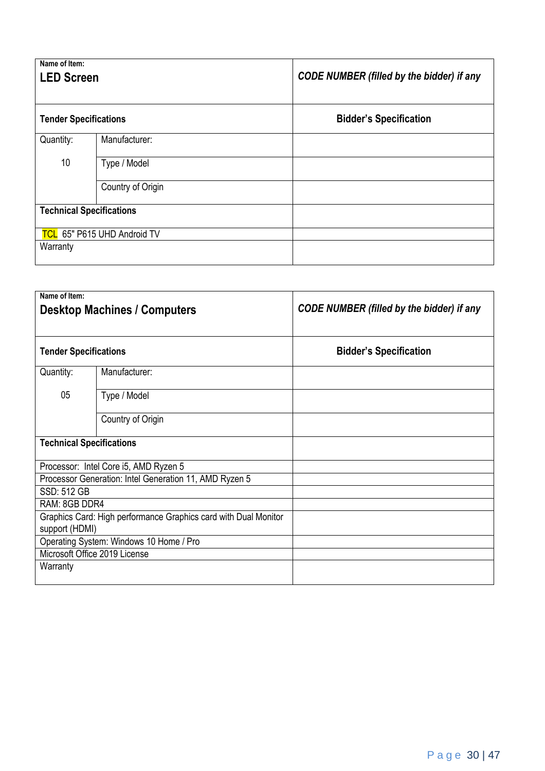| Name of Item:<br>**LED Screen** | | *CODE NUMBER (filled by the bidder) if any* |
|---|---|---|
| **Tender Specifications** | | **Bidder's Specification** |
| Quantity:<br><br>10 | Manufacturer: | |
| | Type / Model | |
| | Country of Origin | |
| **Technical Specifications** | | |
| TCL 65" P615 UHD Android TV | | |
| Warranty | | |

| Name of Item:<br>**Desktop Machines / Computers** | | *CODE NUMBER (filled by the bidder) if any* |
|---|---|---|
| **Tender Specifications** | | **Bidder's Specification** |
| Quantity:<br><br>05 | Manufacturer: | |
| | Type / Model | |
| | Country of Origin | |
| **Technical Specifications** | | |
| Processor: Intel Core i5, AMD Ryzen 5 | | |
| Processor Generation: Intel Generation 11, AMD Ryzen 5 | | |
| SSD: 512 GB | | |
| RAM: 8GB DDR4 | | |
| Graphics Card: High performance Graphics card with Dual Monitor support (HDMI) | | |
| Operating System: Windows 10 Home / Pro | | |
| Microsoft Office 2019 License | | |
| Warranty | | |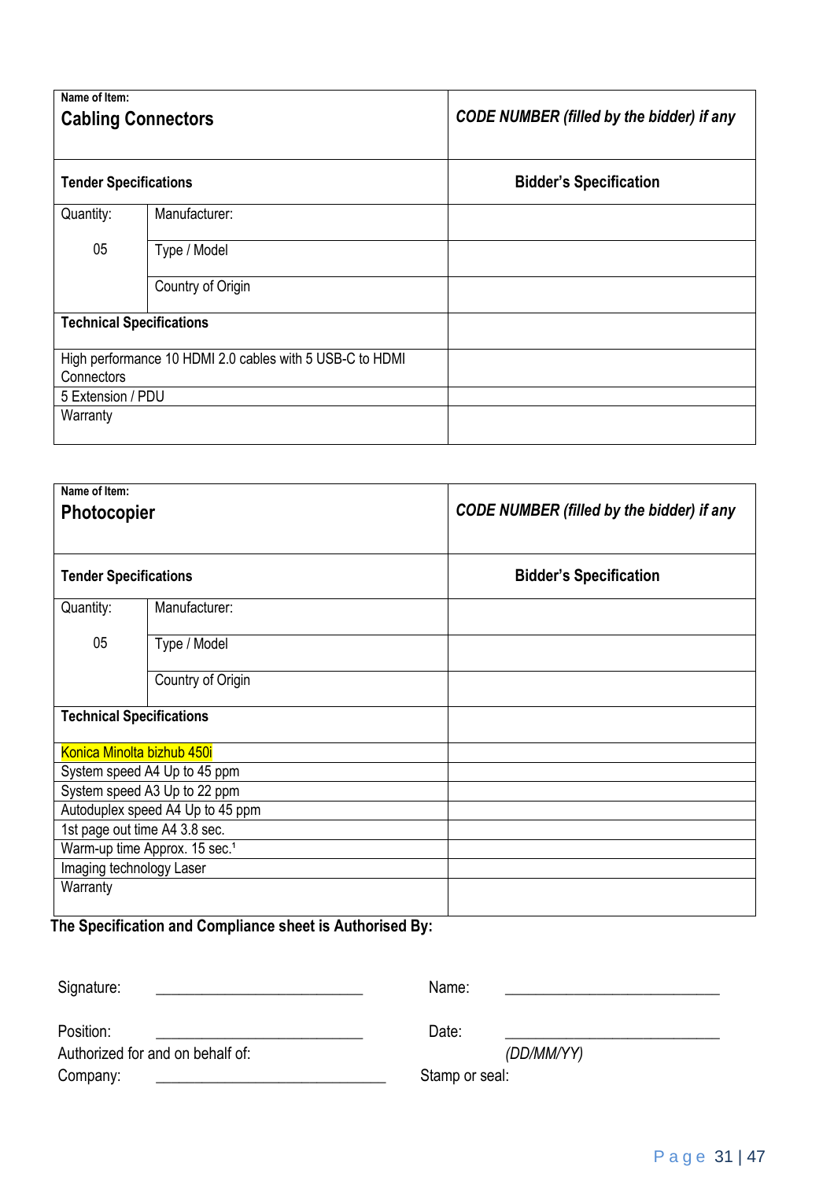| Name of Item: **Cabling Connectors** | | ***CODE NUMBER (filled by the bidder) if any*** |
|---|---|---|
| **Tender Specifications** | | **Bidder's Specification** |
| Quantity: | Manufacturer: | |
| 05 | Type / Model | |
| | Country of Origin | |
| **Technical Specifications** | | |
| High performance 10 HDMI 2.0 cables with 5 USB-C to HDMI Connectors | | |
| 5 Extension / PDU | | |
| Warranty | | |

| Name of Item: **Photocopier** | | ***CODE NUMBER (filled by the bidder) if any*** |
|---|---|---|
| **Tender Specifications** | | **Bidder's Specification** |
| Quantity: | Manufacturer: | |
| 05 | Type / Model | |
| | Country of Origin | |
| **Technical Specifications** | | |
| Konica Minolta bizhub 450i | | |
| System speed A4 Up to 45 ppm | | |
| System speed A3 Up to 22 ppm | | |
| Autoduplex speed A4 Up to 45 ppm | | |
| 1st page out time A4 3.8 sec. | | |
| Warm-up time Approx. 15 sec.[1] | | |
| Imaging technology Laser | | |
| Warranty | | |

**The Specification and Compliance sheet is Authorised By:**

Signature: ___________________________ Name: ____________________________

Position: ___________________________ Date: ____________________________

Authorized for and on behalf of: *(DD/MM/YY)*

Company: ______________________________ Stamp or seal: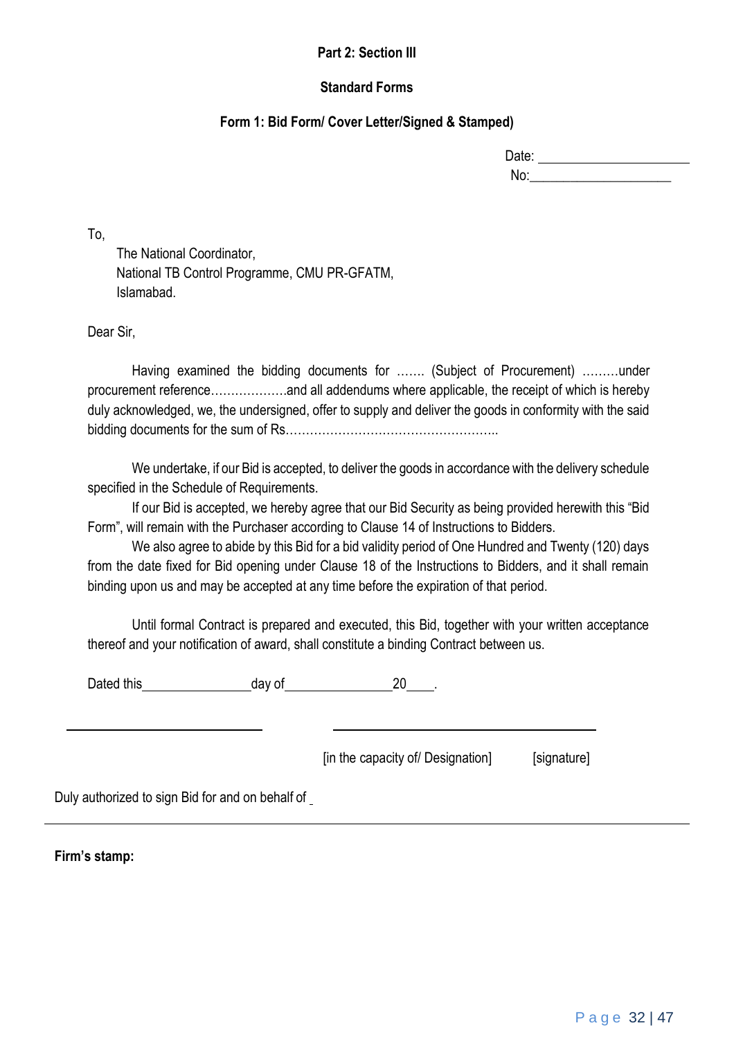**Part 2: Section III**

**Standard Forms**

**Form 1: Bid Form/ Cover Letter/Signed & Stamped)**

Date: ______________________

No:____________________

To,

The National Coordinator,
National TB Control Programme, CMU PR-GFATM,
Islamabad.

Dear Sir,

Having examined the bidding documents for ……. (Subject of Procurement) ………under procurement reference……………….and all addendums where applicable, the receipt of which is hereby duly acknowledged, we, the undersigned, offer to supply and deliver the goods in conformity with the said bidding documents for the sum of Rs……………………………………………..

We undertake, if our Bid is accepted, to deliver the goods in accordance with the delivery schedule specified in the Schedule of Requirements.

If our Bid is accepted, we hereby agree that our Bid Security as being provided herewith this "Bid Form", will remain with the Purchaser according to Clause 14 of Instructions to Bidders.

We also agree to abide by this Bid for a bid validity period of One Hundred and Twenty (120) days from the date fixed for Bid opening under Clause 18 of the Instructions to Bidders, and it shall remain binding upon us and may be accepted at any time before the expiration of that period.

Until formal Contract is prepared and executed, this Bid, together with your written acceptance thereof and your notification of award, shall constitute a binding Contract between us.

Dated this________________day of________________20____.

____________________________ ______________________________________

[in the capacity of/ Designation] [signature]

Duly authorized to sign Bid for and on behalf of _

**Firm's stamp:**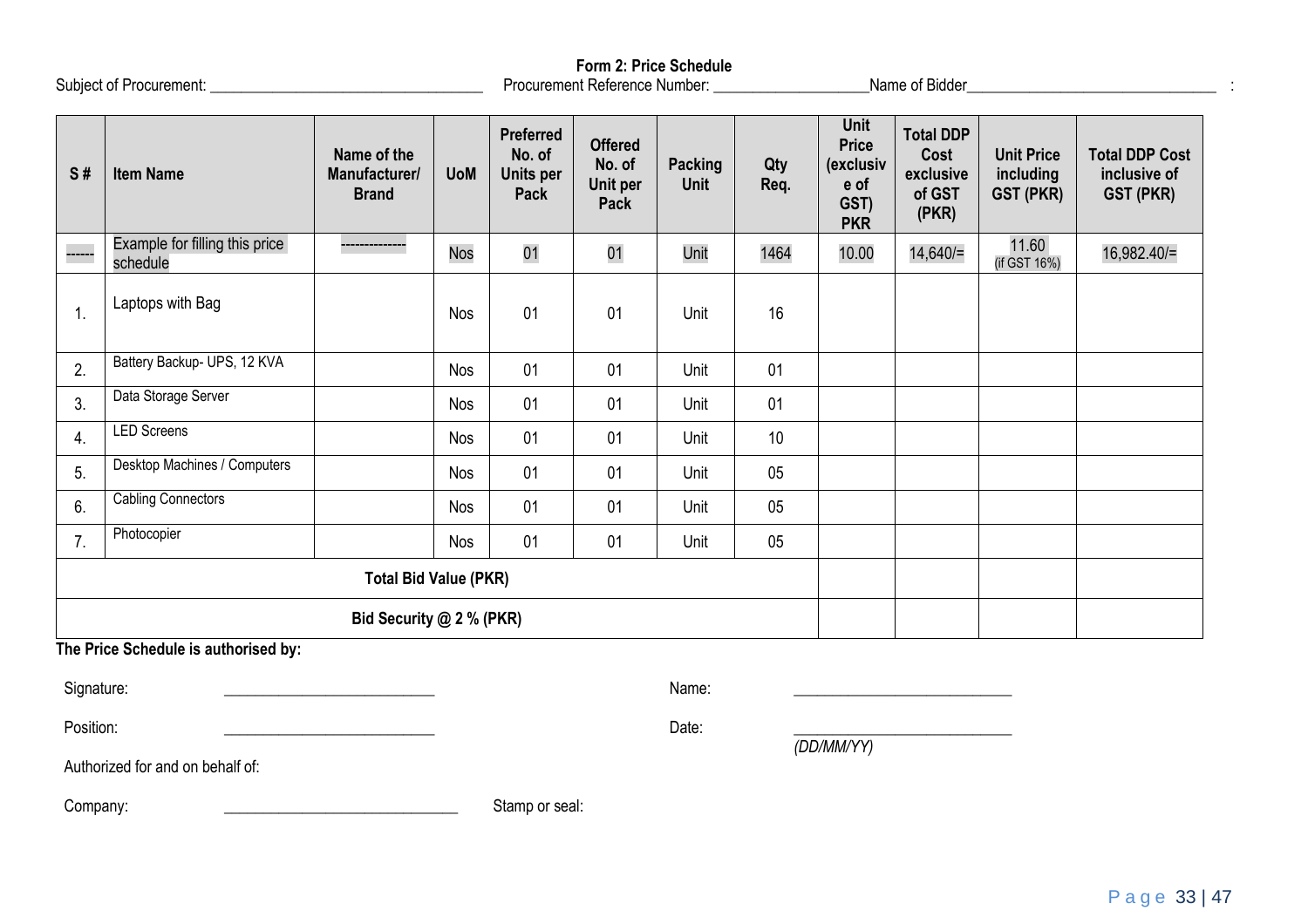## Form 2: Price Schedule

Subject of Procurement: ______________________ Procurement Reference Number: ________________ Name of Bidder________________________ :

| S # | Item Name | Name of the Manufacturer/ Brand | UoM | Preferred No. of Units per Pack | Offered No. of Unit per Pack | Packing Unit | Qty Req. | Unit Price (exclusive of GST) PKR | Total DDP Cost exclusive of GST (PKR) | Unit Price including GST (PKR) | Total DDP Cost inclusive of GST (PKR) |
|---|---|---|---|---|---|---|---|---|---|---|---|
| ------ | Example for filling this price schedule | -------------- | Nos | 01 | 01 | Unit | 1464 | 10.00 | 14,640/= | 11.60 (if GST 16%) | 16,982.40/= |
| 1. | Laptops with Bag | | Nos | 01 | 01 | Unit | 16 | | | | |
| 2. | Battery Backup- UPS, 12 KVA | | Nos | 01 | 01 | Unit | 01 | | | | |
| 3. | Data Storage Server | | Nos | 01 | 01 | Unit | 01 | | | | |
| 4. | LED Screens | | Nos | 01 | 01 | Unit | 10 | | | | |
| 5. | Desktop Machines / Computers | | Nos | 01 | 01 | Unit | 05 | | | | |
| 6. | Cabling Connectors | | Nos | 01 | 01 | Unit | 05 | | | | |
| 7. | Photocopier | | Nos | 01 | 01 | Unit | 05 | | | | |
| **Total Bid Value (PKR)** | | | | | | | | | | | |
| **Bid Security @ 2 % (PKR)** | | | | | | | | | | | |

**The Price Schedule is authorised by:**

Signature: ______________________ Name: ______________________

Position: ______________________ Date: ______________________
*(DD/MM/YY)*

Authorized for and on behalf of:

Company: ______________________ Stamp or seal: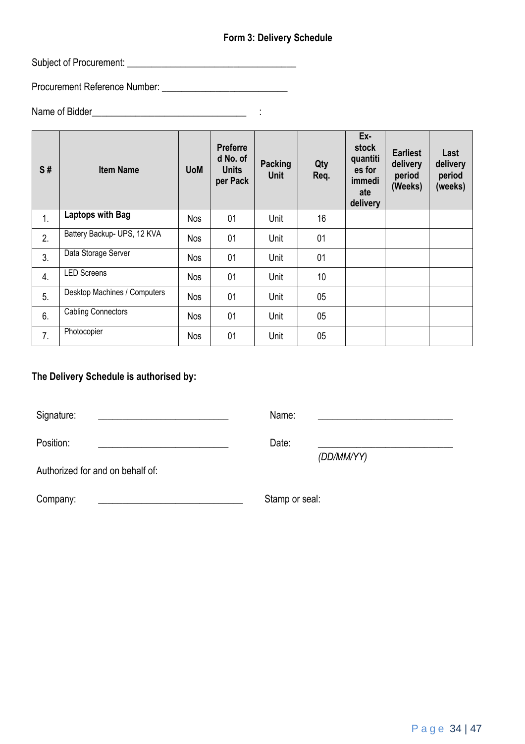### Form 3: Delivery Schedule

Subject of Procurement: ________________________________

Procurement Reference Number: ________________________

Name of Bidder_____________________________ :

| S # | Item Name | UoM | Preferred No. of Units per Pack | Packing Unit | Qty Req. | Ex-stock quantities for immediate delivery | Earliest delivery period (Weeks) | Last delivery period (weeks) |
|---|---|---|---|---|---|---|---|---|
| 1. | **Laptops with Bag** | Nos | 01 | Unit | 16 | | | |
| 2. | Battery Backup- UPS, 12 KVA | Nos | 01 | Unit | 01 | | | |
| 3. | Data Storage Server | Nos | 01 | Unit | 01 | | | |
| 4. | LED Screens | Nos | 01 | Unit | 10 | | | |
| 5. | Desktop Machines / Computers | Nos | 01 | Unit | 05 | | | |
| 6. | Cabling Connectors | Nos | 01 | Unit | 05 | | | |
| 7. | Photocopier | Nos | 01 | Unit | 05 | | | |

**The Delivery Schedule is authorised by:**

Signature: ________________________ Name: ________________________

Position: ________________________ Date: ________________________
*(DD/MM/YY)*

Authorized for and on behalf of:

Company: ___________________________ Stamp or seal: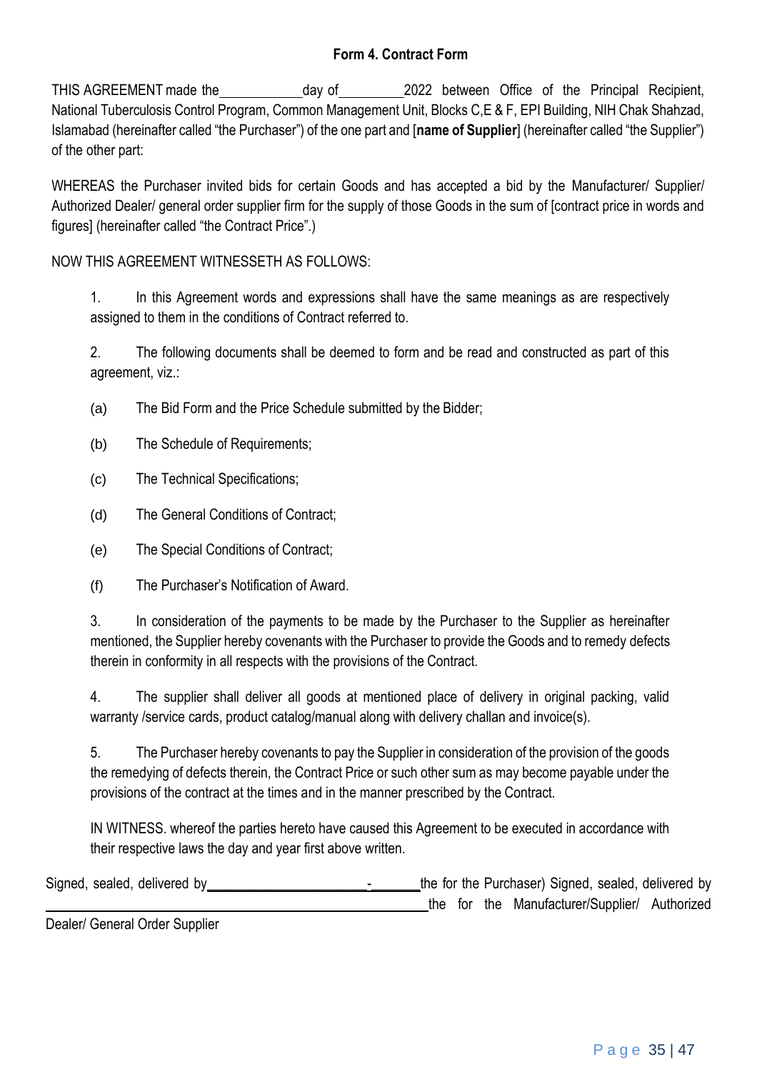## Form 4. Contract Form

THIS AGREEMENT made the____________day of_________2022 between Office of the Principal Recipient, National Tuberculosis Control Program, Common Management Unit, Blocks C,E & F, EPI Building, NIH Chak Shahzad, Islamabad (hereinafter called "the Purchaser") of the one part and [**name of Supplier**] (hereinafter called "the Supplier") of the other part:

WHEREAS the Purchaser invited bids for certain Goods and has accepted a bid by the Manufacturer/ Supplier/ Authorized Dealer/ general order supplier firm for the supply of those Goods in the sum of [contract price in words and figures] (hereinafter called "the Contract Price".)

NOW THIS AGREEMENT WITNESSETH AS FOLLOWS:

1. In this Agreement words and expressions shall have the same meanings as are respectively assigned to them in the conditions of Contract referred to.

2. The following documents shall be deemed to form and be read and constructed as part of this agreement, viz.:

(a) The Bid Form and the Price Schedule submitted by the Bidder;

(b) The Schedule of Requirements;

(c) The Technical Specifications;

(d) The General Conditions of Contract;

(e) The Special Conditions of Contract;

(f) The Purchaser's Notification of Award.

3. In consideration of the payments to be made by the Purchaser to the Supplier as hereinafter mentioned, the Supplier hereby covenants with the Purchaser to provide the Goods and to remedy defects therein in conformity in all respects with the provisions of the Contract.

4. The supplier shall deliver all goods at mentioned place of delivery in original packing, valid warranty /service cards, product catalog/manual along with delivery challan and invoice(s).

5. The Purchaser hereby covenants to pay the Supplier in consideration of the provision of the goods the remedying of defects therein, the Contract Price or such other sum as may become payable under the provisions of the contract at the times and in the manner prescribed by the Contract.

IN WITNESS. whereof the parties hereto have caused this Agreement to be executed in accordance with their respective laws the day and year first above written.

Signed, sealed, delivered by______________________-_______the for the Purchaser) Signed, sealed, delivered by ______________________________________________the for the Manufacturer/Supplier/ Authorized Dealer/ General Order Supplier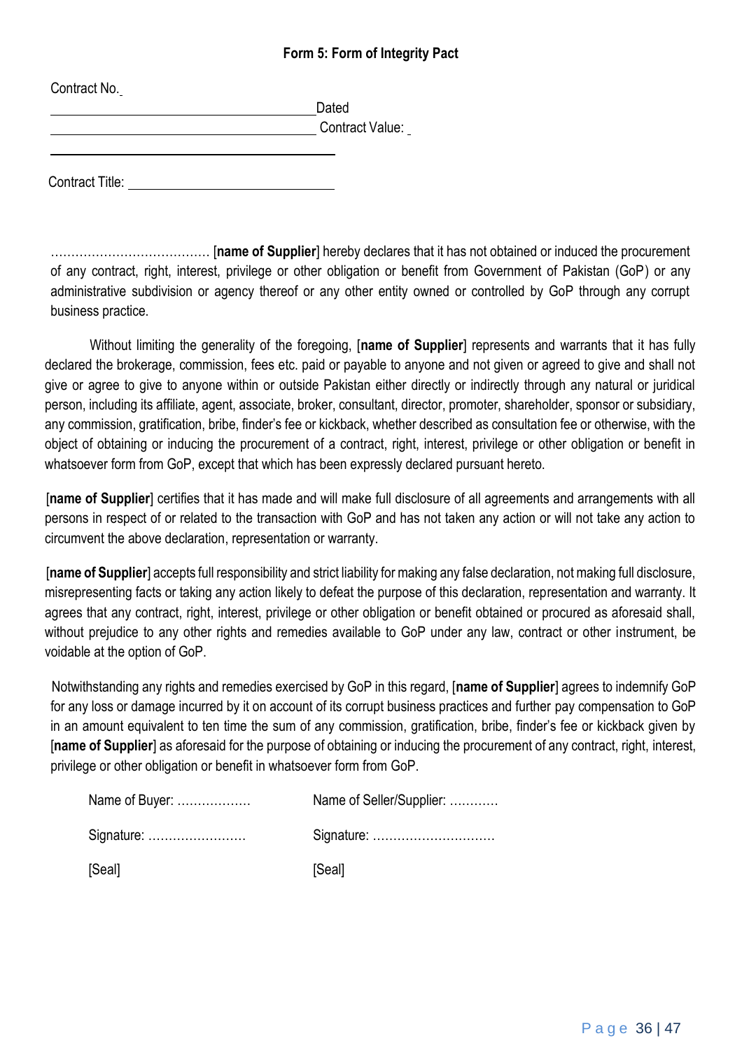### Form 5: Form of Integrity Pact

Contract No. \_\_\_\_\_\_\_\_\_\_\_\_\_\_\_\_\_\_\_\_\_\_\_\_\_\_\_\_\_\_ Dated \_\_\_\_\_\_\_\_\_\_\_\_\_\_\_\_\_\_\_\_\_\_\_\_\_\_\_\_\_\_ Contract Value: \_\_\_\_\_\_\_\_\_\_\_\_\_\_\_\_\_\_\_\_\_\_\_\_\_\_\_\_\_\_

Contract Title: \_\_\_\_\_\_\_\_\_\_\_\_\_\_\_\_\_\_\_\_\_\_\_\_\_\_\_\_\_\_

………………………………. [**name of Supplier**] hereby declares that it has not obtained or induced the procurement of any contract, right, interest, privilege or other obligation or benefit from Government of Pakistan (GoP) or any administrative subdivision or agency thereof or any other entity owned or controlled by GoP through any corrupt business practice.

Without limiting the generality of the foregoing, [**name of Supplier**] represents and warrants that it has fully declared the brokerage, commission, fees etc. paid or payable to anyone and not given or agreed to give and shall not give or agree to give to anyone within or outside Pakistan either directly or indirectly through any natural or juridical person, including its affiliate, agent, associate, broker, consultant, director, promoter, shareholder, sponsor or subsidiary, any commission, gratification, bribe, finder's fee or kickback, whether described as consultation fee or otherwise, with the object of obtaining or inducing the procurement of a contract, right, interest, privilege or other obligation or benefit in whatsoever form from GoP, except that which has been expressly declared pursuant hereto.

[**name of Supplier**] certifies that it has made and will make full disclosure of all agreements and arrangements with all persons in respect of or related to the transaction with GoP and has not taken any action or will not take any action to circumvent the above declaration, representation or warranty.

[**name of Supplier**] accepts full responsibility and strict liability for making any false declaration, not making full disclosure, misrepresenting facts or taking any action likely to defeat the purpose of this declaration, representation and warranty. It agrees that any contract, right, interest, privilege or other obligation or benefit obtained or procured as aforesaid shall, without prejudice to any other rights and remedies available to GoP under any law, contract or other instrument, be voidable at the option of GoP.

Notwithstanding any rights and remedies exercised by GoP in this regard, [**name of Supplier**] agrees to indemnify GoP for any loss or damage incurred by it on account of its corrupt business practices and further pay compensation to GoP in an amount equivalent to ten time the sum of any commission, gratification, bribe, finder's fee or kickback given by [**name of Supplier**] as aforesaid for the purpose of obtaining or inducing the procurement of any contract, right, interest, privilege or other obligation or benefit in whatsoever form from GoP.

| | |
|---|---|
| Name of Buyer: ……………… | Name of Seller/Supplier: ………… |
| Signature: …………………… | Signature: ………………………… |
| [Seal] | [Seal] |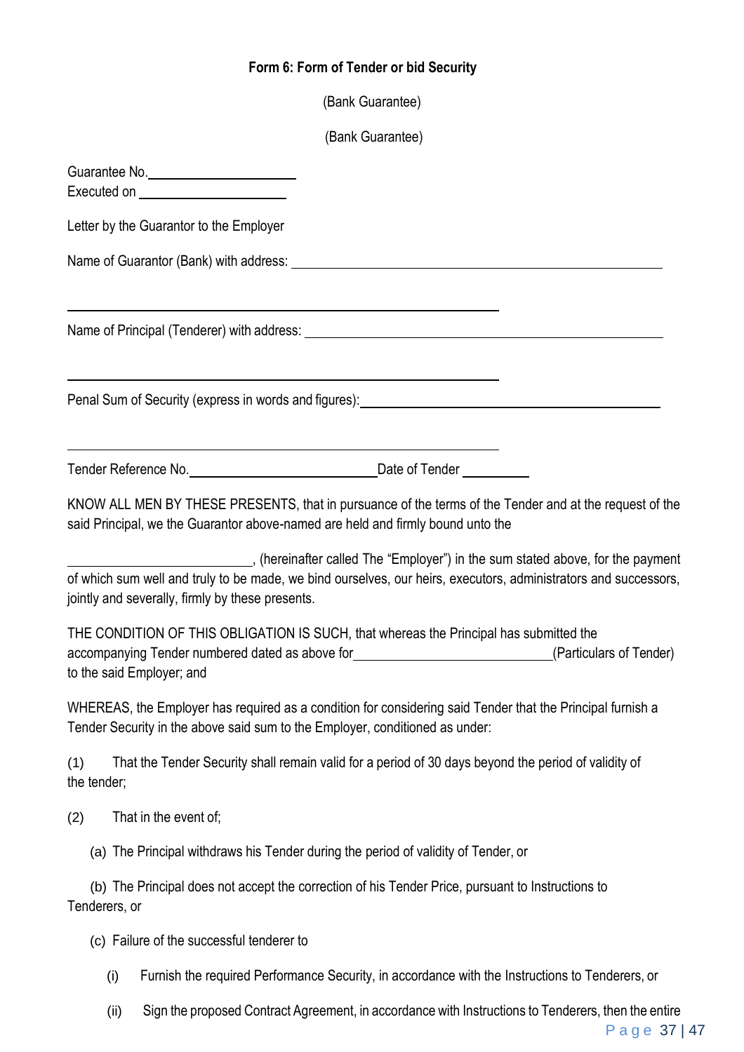### Form 6: Form of Tender or bid Security

(Bank Guarantee)

(Bank Guarantee)

Guarantee No.______________________
Executed on ______________________

Letter by the Guarantor to the Employer

Name of Guarantor (Bank) with address: ____________________________________________

____________________________________________

Name of Principal (Tenderer) with address: ____________________________________________

____________________________________________

Penal Sum of Security (express in words and figures): ____________________________________________

____________________________________________

Tender Reference No.____________________________ Date of Tender __________

KNOW ALL MEN BY THESE PRESENTS, that in pursuance of the terms of the Tender and at the request of the said Principal, we the Guarantor above-named are held and firmly bound unto the

____________________________, (hereinafter called The "Employer") in the sum stated above, for the payment of which sum well and truly to be made, we bind ourselves, our heirs, executors, administrators and successors, jointly and severally, firmly by these presents.

THE CONDITION OF THIS OBLIGATION IS SUCH, that whereas the Principal has submitted the accompanying Tender numbered dated as above for ______________________________(Particulars of Tender) to the said Employer; and

WHEREAS, the Employer has required as a condition for considering said Tender that the Principal furnish a Tender Security in the above said sum to the Employer, conditioned as under:

(1) That the Tender Security shall remain valid for a period of 30 days beyond the period of validity of the tender;

(2) That in the event of;

(a) The Principal withdraws his Tender during the period of validity of Tender, or

(b) The Principal does not accept the correction of his Tender Price, pursuant to Instructions to Tenderers, or

(c) Failure of the successful tenderer to

(i) Furnish the required Performance Security, in accordance with the Instructions to Tenderers, or

(ii) Sign the proposed Contract Agreement, in accordance with Instructions to Tenderers, then the entire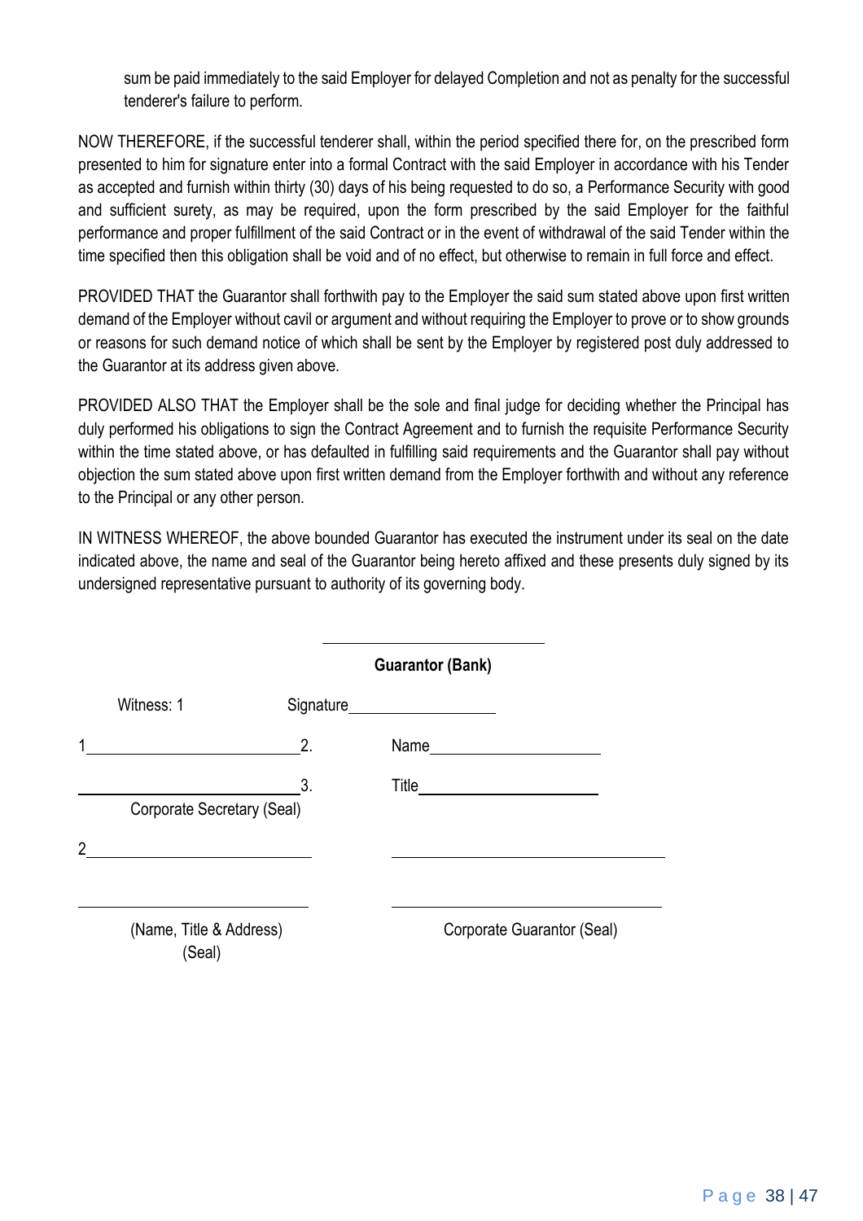sum be paid immediately to the said Employer for delayed Completion and not as penalty for the successful tenderer's failure to perform.

NOW THEREFORE, if the successful tenderer shall, within the period specified there for, on the prescribed form presented to him for signature enter into a formal Contract with the said Employer in accordance with his Tender as accepted and furnish within thirty (30) days of his being requested to do so, a Performance Security with good and sufficient surety, as may be required, upon the form prescribed by the said Employer for the faithful performance and proper fulfillment of the said Contract or in the event of withdrawal of the said Tender within the time specified then this obligation shall be void and of no effect, but otherwise to remain in full force and effect.

PROVIDED THAT the Guarantor shall forthwith pay to the Employer the said sum stated above upon first written demand of the Employer without cavil or argument and without requiring the Employer to prove or to show grounds or reasons for such demand notice of which shall be sent by the Employer by registered post duly addressed to the Guarantor at its address given above.

PROVIDED ALSO THAT the Employer shall be the sole and final judge for deciding whether the Principal has duly performed his obligations to sign the Contract Agreement and to furnish the requisite Performance Security within the time stated above, or has defaulted in fulfilling said requirements and the Guarantor shall pay without objection the sum stated above upon first written demand from the Employer forthwith and without any reference to the Principal or any other person.

IN WITNESS WHEREOF, the above bounded Guarantor has executed the instrument under its seal on the date indicated above, the name and seal of the Guarantor being hereto affixed and these presents duly signed by its undersigned representative pursuant to authority of its governing body.

\_\_\_\_\_\_\_\_\_\_\_\_\_\_\_\_\_\_\_\_\_\_\_\_\_\_

**Guarantor (Bank)**

Witness: 1 Signature\_\_\_\_\_\_\_\_\_\_\_\_\_\_\_\_\_\_

1\_\_\_\_\_\_\_\_\_\_\_\_\_\_\_\_\_\_\_\_\_\_\_\_\_\_2. Name\_\_\_\_\_\_\_\_\_\_\_\_\_\_\_\_\_\_\_\_

\_\_\_\_\_\_\_\_\_\_\_\_\_\_\_\_\_\_\_\_\_\_\_\_\_\_3. Title\_\_\_\_\_\_\_\_\_\_\_\_\_\_\_\_\_\_\_\_\_\_

Corporate Secretary (Seal)

2\_\_\_\_\_\_\_\_\_\_\_\_\_\_\_\_\_\_\_\_\_\_\_\_\_\_ \_\_\_\_\_\_\_\_\_\_\_\_\_\_\_\_\_\_\_\_\_\_\_\_\_\_\_\_\_\_\_\_\_

\_\_\_\_\_\_\_\_\_\_\_\_\_\_\_\_\_\_\_\_\_\_\_\_\_\_ \_\_\_\_\_\_\_\_\_\_\_\_\_\_\_\_\_\_\_\_\_\_\_\_\_\_\_\_\_\_\_\_\_

(Name, Title & Address) (Seal) Corporate Guarantor (Seal)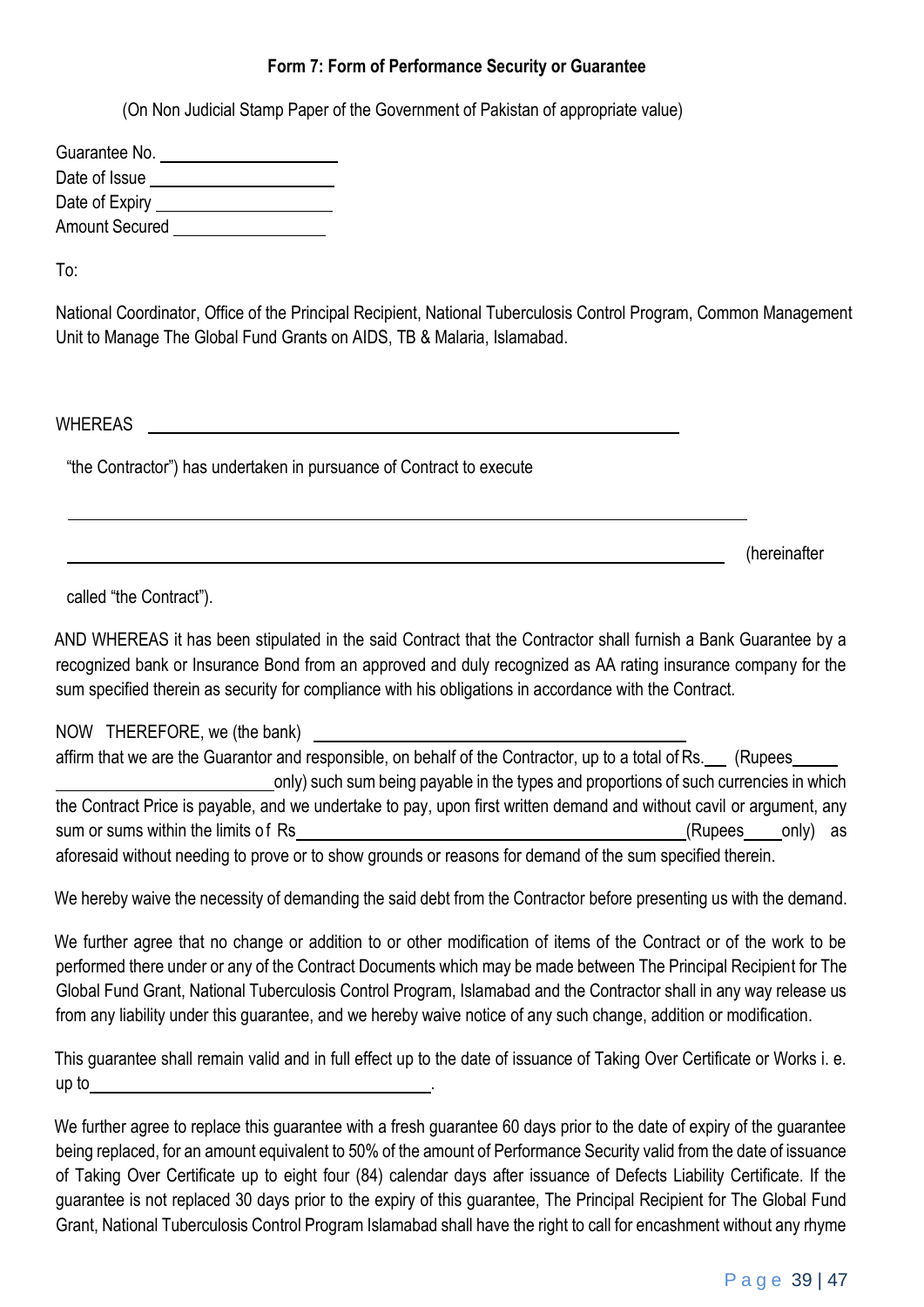### Form 7: Form of Performance Security or Guarantee

(On Non Judicial Stamp Paper of the Government of Pakistan of appropriate value)

Guarantee No. ____________________
Date of Issue ____________________
Date of Expiry ____________________
Amount Secured ________________

To:

National Coordinator, Office of the Principal Recipient, National Tuberculosis Control Program, Common Management Unit to Manage The Global Fund Grants on AIDS, TB & Malaria, Islamabad.

WHEREAS ____________________________________________________________

"the Contractor") has undertaken in pursuance of Contract to execute

______________________________________________________________________________

______________________________________________________________________________ (hereinafter

called "the Contract").

AND WHEREAS it has been stipulated in the said Contract that the Contractor shall furnish a Bank Guarantee by a recognized bank or Insurance Bond from an approved and duly recognized as AA rating insurance company for the sum specified therein as security for compliance with his obligations in accordance with the Contract.

NOW THEREFORE, we (the bank) ________________________________________
affirm that we are the Guarantor and responsible, on behalf of the Contractor, up to a total of Rs.___ (Rupees_____ ________________________only) such sum being payable in the types and proportions of such currencies in which the Contract Price is payable, and we undertake to pay, upon first written demand and without cavil or argument, any sum or sums within the limits of Rs________________________________________________(Rupees____only) as aforesaid without needing to prove or to show grounds or reasons for demand of the sum specified therein.

We hereby waive the necessity of demanding the said debt from the Contractor before presenting us with the demand.

We further agree that no change or addition to or other modification of items of the Contract or of the work to be performed there under or any of the Contract Documents which may be made between The Principal Recipient for The Global Fund Grant, National Tuberculosis Control Program, Islamabad and the Contractor shall in any way release us from any liability under this guarantee, and we hereby waive notice of any such change, addition or modification.

This guarantee shall remain valid and in full effect up to the date of issuance of Taking Over Certificate or Works i. e. up to________________________________________.

We further agree to replace this guarantee with a fresh guarantee 60 days prior to the date of expiry of the guarantee being replaced, for an amount equivalent to 50% of the amount of Performance Security valid from the date of issuance of Taking Over Certificate up to eight four (84) calendar days after issuance of Defects Liability Certificate. If the guarantee is not replaced 30 days prior to the expiry of this guarantee, The Principal Recipient for The Global Fund Grant, National Tuberculosis Control Program Islamabad shall have the right to call for encashment without any rhyme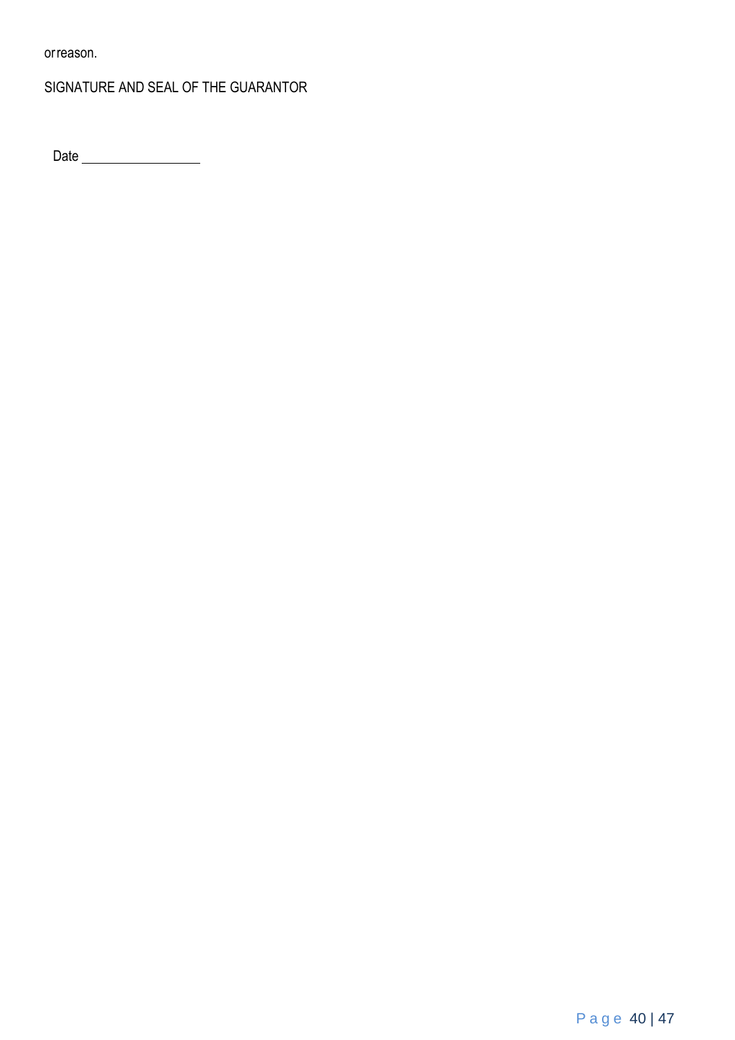or reason.

SIGNATURE AND SEAL OF THE GUARANTOR

Date ________________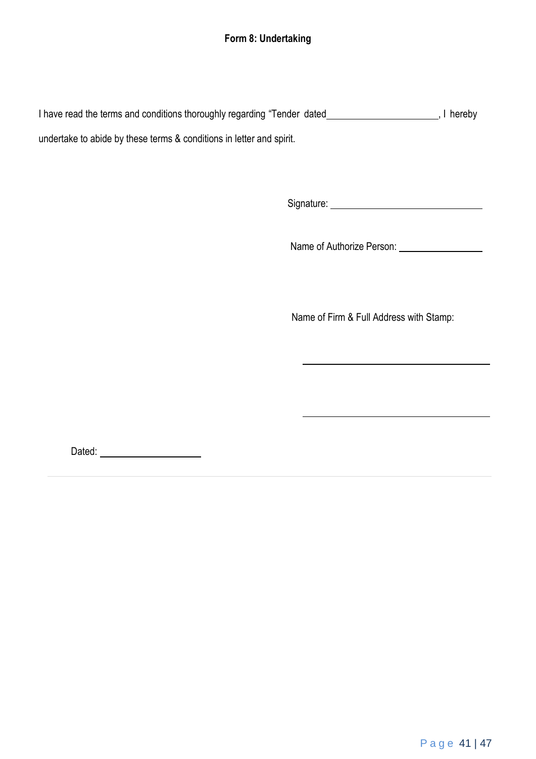**Form 8: Undertaking**

I have read the terms and conditions thoroughly regarding "Tender dated\_\_\_\_\_\_\_\_\_\_\_\_\_\_\_\_\_\_\_\_\_\_, I hereby undertake to abide by these terms & conditions in letter and spirit.

Signature: \_\_\_\_\_\_\_\_\_\_\_\_\_\_\_\_\_\_\_\_\_\_\_\_\_\_\_\_\_\_

Name of Authorize Person: \_\_\_\_\_\_\_\_\_\_\_\_\_\_\_\_

Name of Firm & Full Address with Stamp:

\_\_\_\_\_\_\_\_\_\_\_\_\_\_\_\_\_\_\_\_\_\_\_\_\_\_\_\_\_\_\_\_\_\_\_\_\_

\_\_\_\_\_\_\_\_\_\_\_\_\_\_\_\_\_\_\_\_\_\_\_\_\_\_\_\_\_\_\_\_\_\_\_\_\_

Dated: \_\_\_\_\_\_\_\_\_\_\_\_\_\_\_\_\_\_\_\_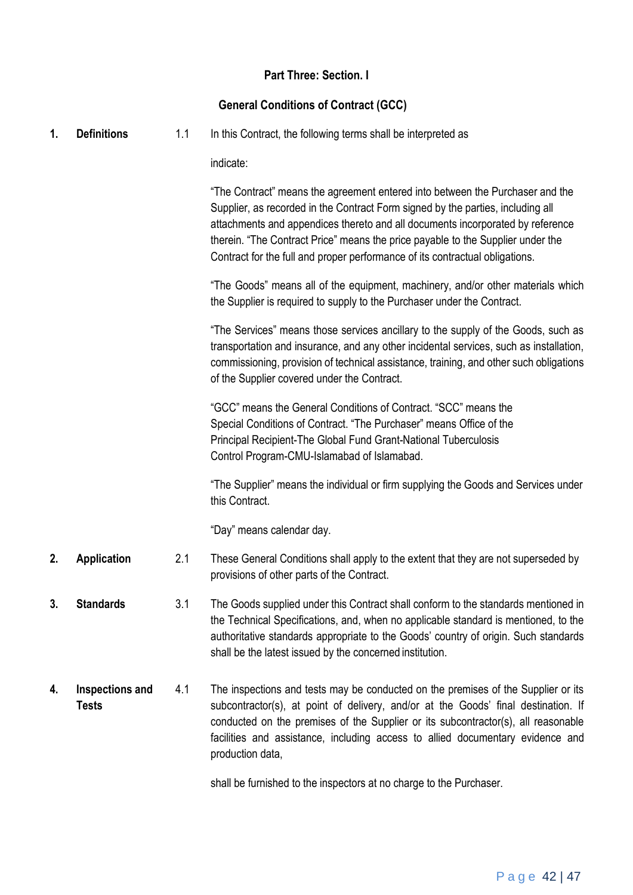**Part Three: Section. I**

**General Conditions of Contract (GCC)**

**1. Definitions**

1.1 In this Contract, the following terms shall be interpreted as indicate:

"The Contract" means the agreement entered into between the Purchaser and the Supplier, as recorded in the Contract Form signed by the parties, including all attachments and appendices thereto and all documents incorporated by reference therein. "The Contract Price" means the price payable to the Supplier under the Contract for the full and proper performance of its contractual obligations.

"The Goods" means all of the equipment, machinery, and/or other materials which the Supplier is required to supply to the Purchaser under the Contract.

"The Services" means those services ancillary to the supply of the Goods, such as transportation and insurance, and any other incidental services, such as installation, commissioning, provision of technical assistance, training, and other such obligations of the Supplier covered under the Contract.

"GCC" means the General Conditions of Contract. "SCC" means the Special Conditions of Contract. "The Purchaser" means Office of the Principal Recipient-The Global Fund Grant-National Tuberculosis Control Program-CMU-Islamabad of Islamabad.

"The Supplier" means the individual or firm supplying the Goods and Services under this Contract.

"Day" means calendar day.

**2. Application**

2.1 These General Conditions shall apply to the extent that they are not superseded by provisions of other parts of the Contract.

**3. Standards**

3.1 The Goods supplied under this Contract shall conform to the standards mentioned in the Technical Specifications, and, when no applicable standard is mentioned, to the authoritative standards appropriate to the Goods' country of origin. Such standards shall be the latest issued by the concerned institution.

**4. Inspections and Tests**

4.1 The inspections and tests may be conducted on the premises of the Supplier or its subcontractor(s), at point of delivery, and/or at the Goods' final destination. If conducted on the premises of the Supplier or its subcontractor(s), all reasonable facilities and assistance, including access to allied documentary evidence and production data,

shall be furnished to the inspectors at no charge to the Purchaser.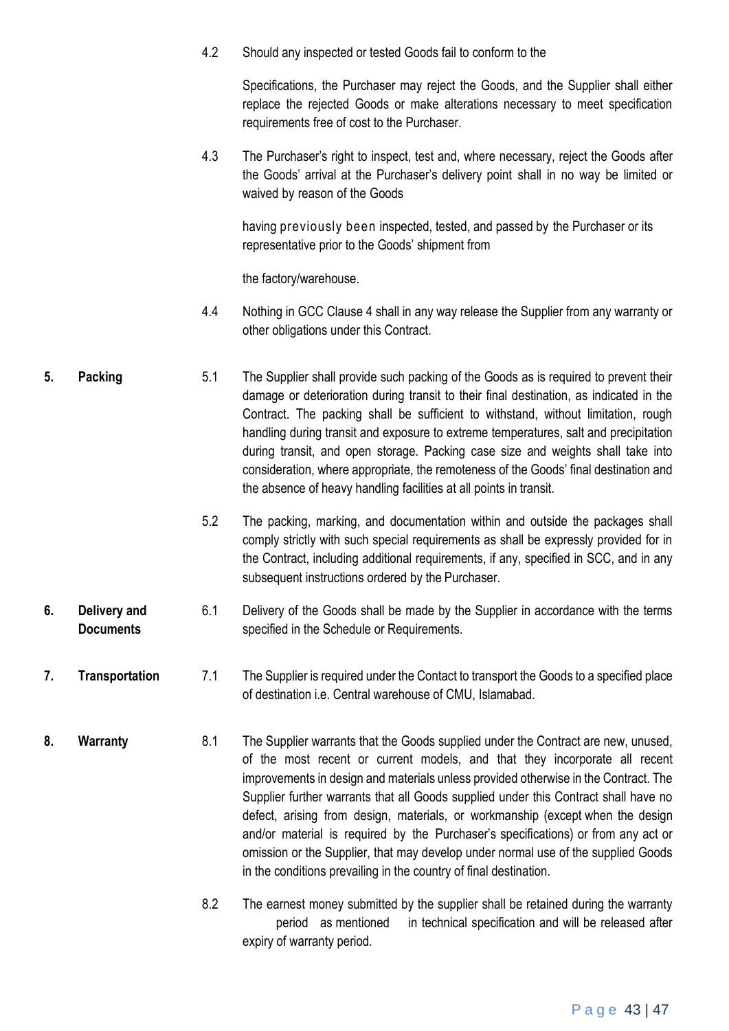4.2 Should any inspected or tested Goods fail to conform to the Specifications, the Purchaser may reject the Goods, and the Supplier shall either replace the rejected Goods or make alterations necessary to meet specification requirements free of cost to the Purchaser.

4.3 The Purchaser's right to inspect, test and, where necessary, reject the Goods after the Goods' arrival at the Purchaser's delivery point shall in no way be limited or waived by reason of the Goods having previously been inspected, tested, and passed by the Purchaser or its representative prior to the Goods' shipment from the factory/warehouse.

4.4 Nothing in GCC Clause 4 shall in any way release the Supplier from any warranty or other obligations under this Contract.

**5. Packing**

5.1 The Supplier shall provide such packing of the Goods as is required to prevent their damage or deterioration during transit to their final destination, as indicated in the Contract. The packing shall be sufficient to withstand, without limitation, rough handling during transit and exposure to extreme temperatures, salt and precipitation during transit, and open storage. Packing case size and weights shall take into consideration, where appropriate, the remoteness of the Goods' final destination and the absence of heavy handling facilities at all points in transit.

5.2 The packing, marking, and documentation within and outside the packages shall comply strictly with such special requirements as shall be expressly provided for in the Contract, including additional requirements, if any, specified in SCC, and in any subsequent instructions ordered by the Purchaser.

**6. Delivery and Documents**

6.1 Delivery of the Goods shall be made by the Supplier in accordance with the terms specified in the Schedule or Requirements.

**7. Transportation**

7.1 The Supplier is required under the Contact to transport the Goods to a specified place of destination i.e. Central warehouse of CMU, Islamabad.

**8. Warranty**

8.1 The Supplier warrants that the Goods supplied under the Contract are new, unused, of the most recent or current models, and that they incorporate all recent improvements in design and materials unless provided otherwise in the Contract. The Supplier further warrants that all Goods supplied under this Contract shall have no defect, arising from design, materials, or workmanship (except when the design and/or material is required by the Purchaser's specifications) or from any act or omission or the Supplier, that may develop under normal use of the supplied Goods in the conditions prevailing in the country of final destination.

8.2 The earnest money submitted by the supplier shall be retained during the warranty period as mentioned in technical specification and will be released after expiry of warranty period.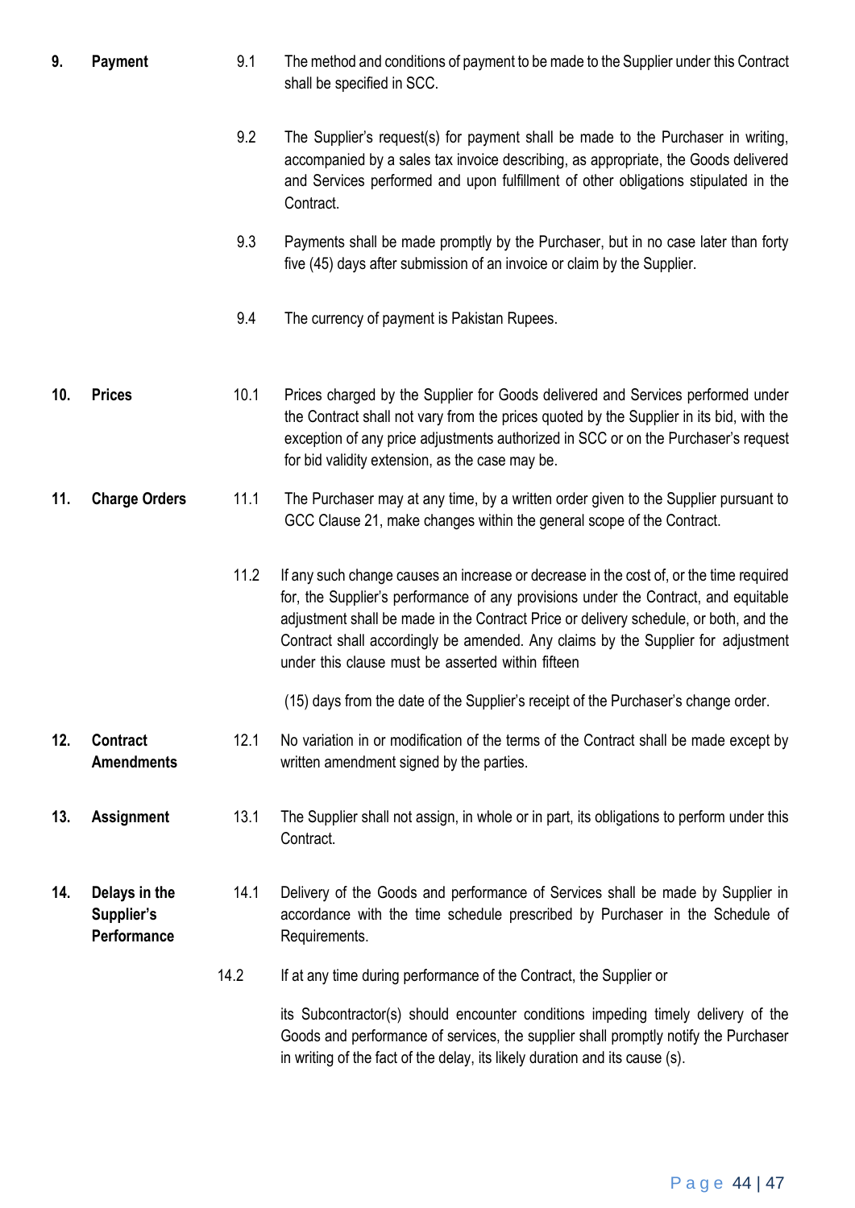**9. Payment**

9.1 The method and conditions of payment to be made to the Supplier under this Contract shall be specified in SCC.

9.2 The Supplier's request(s) for payment shall be made to the Purchaser in writing, accompanied by a sales tax invoice describing, as appropriate, the Goods delivered and Services performed and upon fulfillment of other obligations stipulated in the Contract.

9.3 Payments shall be made promptly by the Purchaser, but in no case later than forty five (45) days after submission of an invoice or claim by the Supplier.

9.4 The currency of payment is Pakistan Rupees.

**10. Prices**

10.1 Prices charged by the Supplier for Goods delivered and Services performed under the Contract shall not vary from the prices quoted by the Supplier in its bid, with the exception of any price adjustments authorized in SCC or on the Purchaser's request for bid validity extension, as the case may be.

**11. Charge Orders**

11.1 The Purchaser may at any time, by a written order given to the Supplier pursuant to GCC Clause 21, make changes within the general scope of the Contract.

11.2 If any such change causes an increase or decrease in the cost of, or the time required for, the Supplier's performance of any provisions under the Contract, and equitable adjustment shall be made in the Contract Price or delivery schedule, or both, and the Contract shall accordingly be amended. Any claims by the Supplier for adjustment under this clause must be asserted within fifteen (15) days from the date of the Supplier's receipt of the Purchaser's change order.

**12. Contract Amendments**

12.1 No variation in or modification of the terms of the Contract shall be made except by written amendment signed by the parties.

**13. Assignment**

13.1 The Supplier shall not assign, in whole or in part, its obligations to perform under this Contract.

**14. Delays in the Supplier's Performance**

14.1 Delivery of the Goods and performance of Services shall be made by Supplier in accordance with the time schedule prescribed by Purchaser in the Schedule of Requirements.

14.2 If at any time during performance of the Contract, the Supplier or its Subcontractor(s) should encounter conditions impeding timely delivery of the Goods and performance of services, the supplier shall promptly notify the Purchaser in writing of the fact of the delay, its likely duration and its cause (s).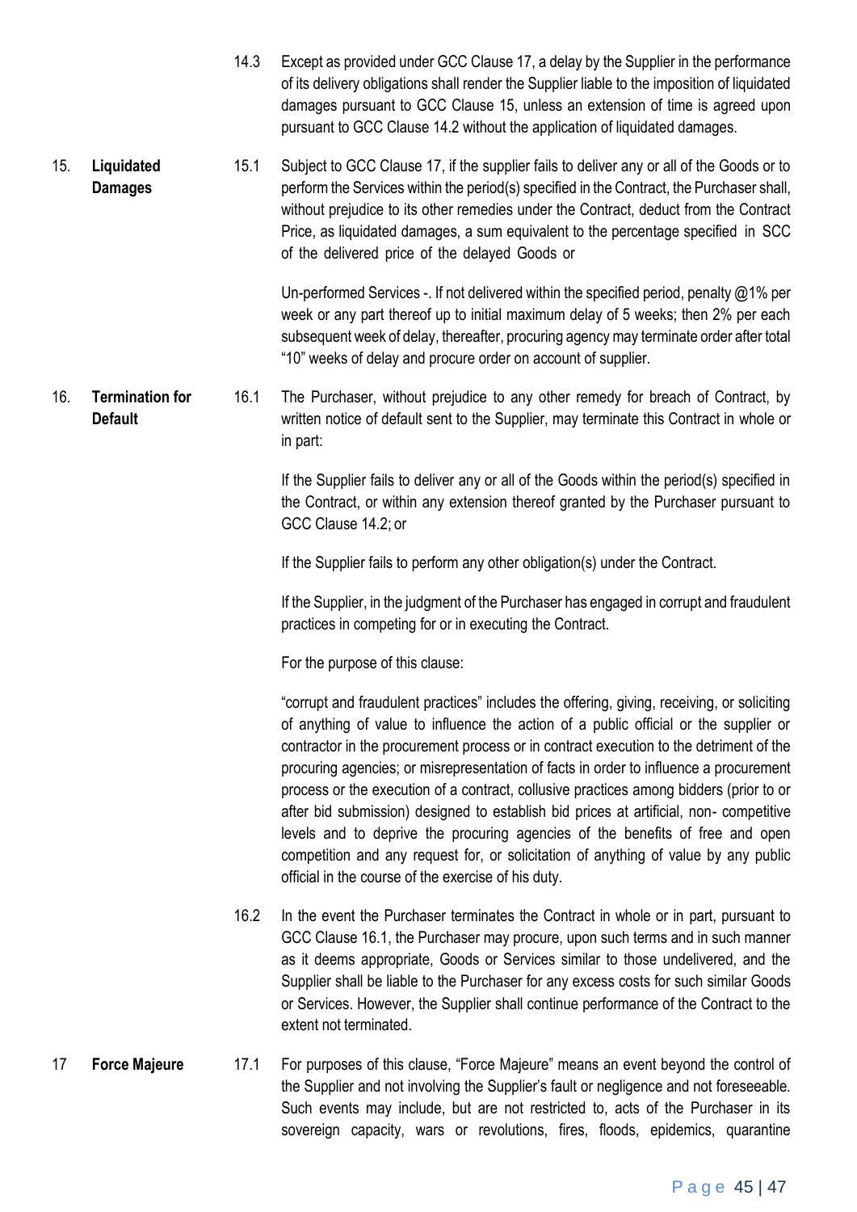14.3 Except as provided under GCC Clause 17, a delay by the Supplier in the performance of its delivery obligations shall render the Supplier liable to the imposition of liquidated damages pursuant to GCC Clause 15, unless an extension of time is agreed upon pursuant to GCC Clause 14.2 without the application of liquidated damages.

**15. Liquidated Damages**

15.1 Subject to GCC Clause 17, if the supplier fails to deliver any or all of the Goods or to perform the Services within the period(s) specified in the Contract, the Purchaser shall, without prejudice to its other remedies under the Contract, deduct from the Contract Price, as liquidated damages, a sum equivalent to the percentage specified in SCC of the delivered price of the delayed Goods or

Un-performed Services -. If not delivered within the specified period, penalty @1% per week or any part thereof up to initial maximum delay of 5 weeks; then 2% per each subsequent week of delay, thereafter, procuring agency may terminate order after total "10" weeks of delay and procure order on account of supplier.

**16. Termination for Default**

16.1 The Purchaser, without prejudice to any other remedy for breach of Contract, by written notice of default sent to the Supplier, may terminate this Contract in whole or in part:

If the Supplier fails to deliver any or all of the Goods within the period(s) specified in the Contract, or within any extension thereof granted by the Purchaser pursuant to GCC Clause 14.2; or

If the Supplier fails to perform any other obligation(s) under the Contract.

If the Supplier, in the judgment of the Purchaser has engaged in corrupt and fraudulent practices in competing for or in executing the Contract.

For the purpose of this clause:

"corrupt and fraudulent practices" includes the offering, giving, receiving, or soliciting of anything of value to influence the action of a public official or the supplier or contractor in the procurement process or in contract execution to the detriment of the procuring agencies; or misrepresentation of facts in order to influence a procurement process or the execution of a contract, collusive practices among bidders (prior to or after bid submission) designed to establish bid prices at artificial, non- competitive levels and to deprive the procuring agencies of the benefits of free and open competition and any request for, or solicitation of anything of value by any public official in the course of the exercise of his duty.

16.2 In the event the Purchaser terminates the Contract in whole or in part, pursuant to GCC Clause 16.1, the Purchaser may procure, upon such terms and in such manner as it deems appropriate, Goods or Services similar to those undelivered, and the Supplier shall be liable to the Purchaser for any excess costs for such similar Goods or Services. However, the Supplier shall continue performance of the Contract to the extent not terminated.

**17 Force Majeure**

17.1 For purposes of this clause, "Force Majeure" means an event beyond the control of the Supplier and not involving the Supplier's fault or negligence and not foreseeable. Such events may include, but are not restricted to, acts of the Purchaser in its sovereign capacity, wars or revolutions, fires, floods, epidemics, quarantine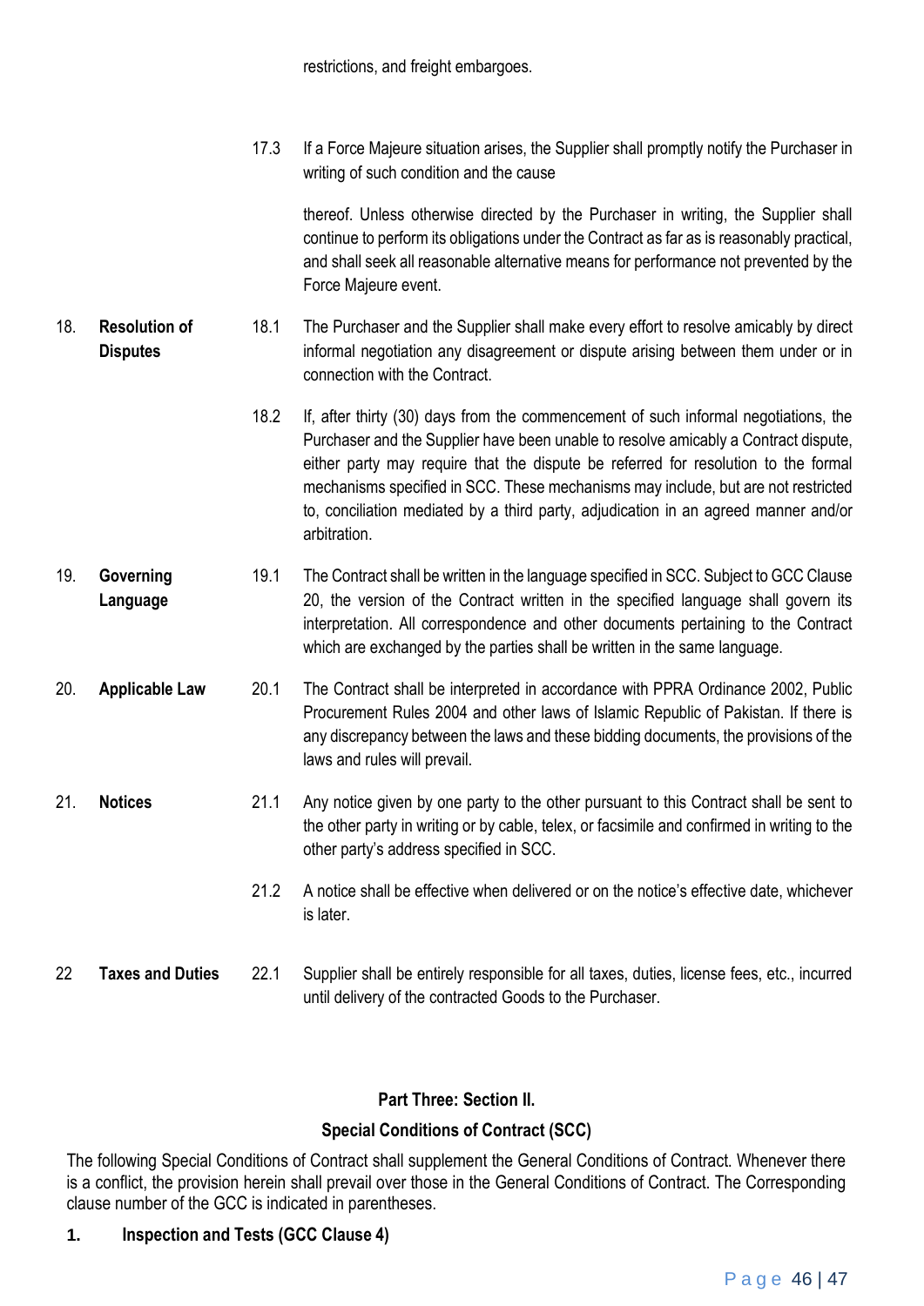restrictions, and freight embargoes.

17.3 If a Force Majeure situation arises, the Supplier shall promptly notify the Purchaser in writing of such condition and the cause

thereof. Unless otherwise directed by the Purchaser in writing, the Supplier shall continue to perform its obligations under the Contract as far as is reasonably practical, and shall seek all reasonable alternative means for performance not prevented by the Force Majeure event.

18. **Resolution of Disputes**

18.1 The Purchaser and the Supplier shall make every effort to resolve amicably by direct informal negotiation any disagreement or dispute arising between them under or in connection with the Contract.

18.2 If, after thirty (30) days from the commencement of such informal negotiations, the Purchaser and the Supplier have been unable to resolve amicably a Contract dispute, either party may require that the dispute be referred for resolution to the formal mechanisms specified in SCC. These mechanisms may include, but are not restricted to, conciliation mediated by a third party, adjudication in an agreed manner and/or arbitration.

19. **Governing Language**

19.1 The Contract shall be written in the language specified in SCC. Subject to GCC Clause 20, the version of the Contract written in the specified language shall govern its interpretation. All correspondence and other documents pertaining to the Contract which are exchanged by the parties shall be written in the same language.

20. **Applicable Law**

20.1 The Contract shall be interpreted in accordance with PPRA Ordinance 2002, Public Procurement Rules 2004 and other laws of Islamic Republic of Pakistan. If there is any discrepancy between the laws and these bidding documents, the provisions of the laws and rules will prevail.

21. **Notices**

21.1 Any notice given by one party to the other pursuant to this Contract shall be sent to the other party in writing or by cable, telex, or facsimile and confirmed in writing to the other party's address specified in SCC.

21.2 A notice shall be effective when delivered or on the notice's effective date, whichever is later.

22 **Taxes and Duties**

22.1 Supplier shall be entirely responsible for all taxes, duties, license fees, etc., incurred until delivery of the contracted Goods to the Purchaser.

## Part Three: Section II.

## Special Conditions of Contract (SCC)

The following Special Conditions of Contract shall supplement the General Conditions of Contract. Whenever there is a conflict, the provision herein shall prevail over those in the General Conditions of Contract. The Corresponding clause number of the GCC is indicated in parentheses.

**1. Inspection and Tests (GCC Clause 4)**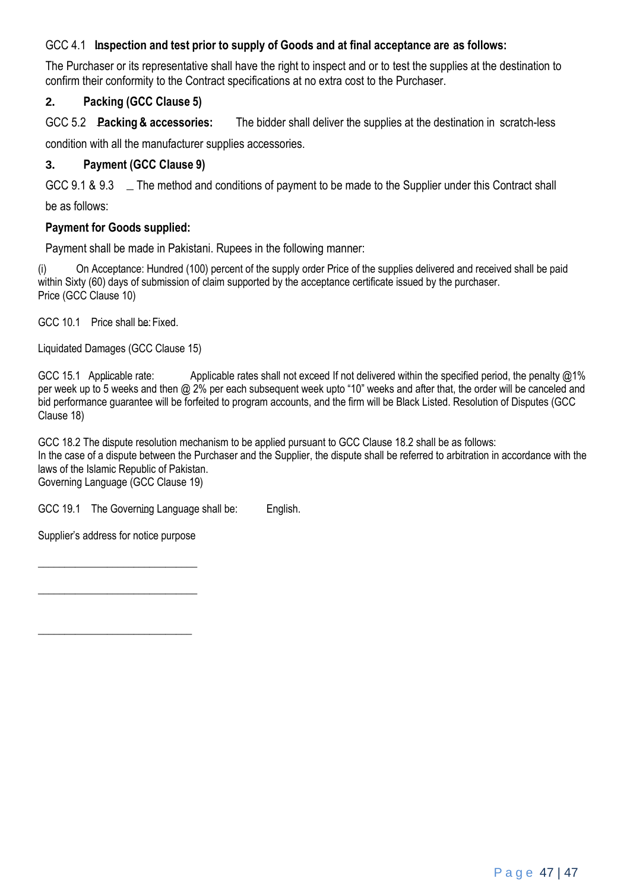GCC 4.1 **Inspection and test prior to supply of Goods and at final acceptance are as follows:**

The Purchaser or its representative shall have the right to inspect and or to test the supplies at the destination to confirm their conformity to the Contract specifications at no extra cost to the Purchaser.

**2. Packing (GCC Clause 5)**

GCC 5.2 **Packing & accessories:** The bidder shall deliver the supplies at the destination in scratch-less condition with all the manufacturer supplies accessories.

**3. Payment (GCC Clause 9)**

GCC 9.1 & 9.3 _ The method and conditions of payment to be made to the Supplier under this Contract shall be as follows:

**Payment for Goods supplied:**

Payment shall be made in Pakistani. Rupees in the following manner:

(i) On Acceptance: Hundred (100) percent of the supply order Price of the supplies delivered and received shall be paid within Sixty (60) days of submission of claim supported by the acceptance certificate issued by the purchaser.

Price (GCC Clause 10)

GCC 10.1 Price shall be: Fixed.

Liquidated Damages (GCC Clause 15)

GCC 15.1 Applicable rate: Applicable rates shall not exceed If not delivered within the specified period, the penalty @1% per week up to 5 weeks and then @ 2% per each subsequent week upto "10" weeks and after that, the order will be canceled and bid performance guarantee will be forfeited to program accounts, and the firm will be Black Listed. Resolution of Disputes (GCC Clause 18)

GCC 18.2 The dispute resolution mechanism to be applied pursuant to GCC Clause 18.2 shall be as follows:

In the case of a dispute between the Purchaser and the Supplier, the dispute shall be referred to arbitration in accordance with the laws of the Islamic Republic of Pakistan.

Governing Language (GCC Clause 19)

GCC 19.1 The Governing Language shall be: English.

Supplier's address for notice purpose

_____________________________

_____________________________

_____________________________